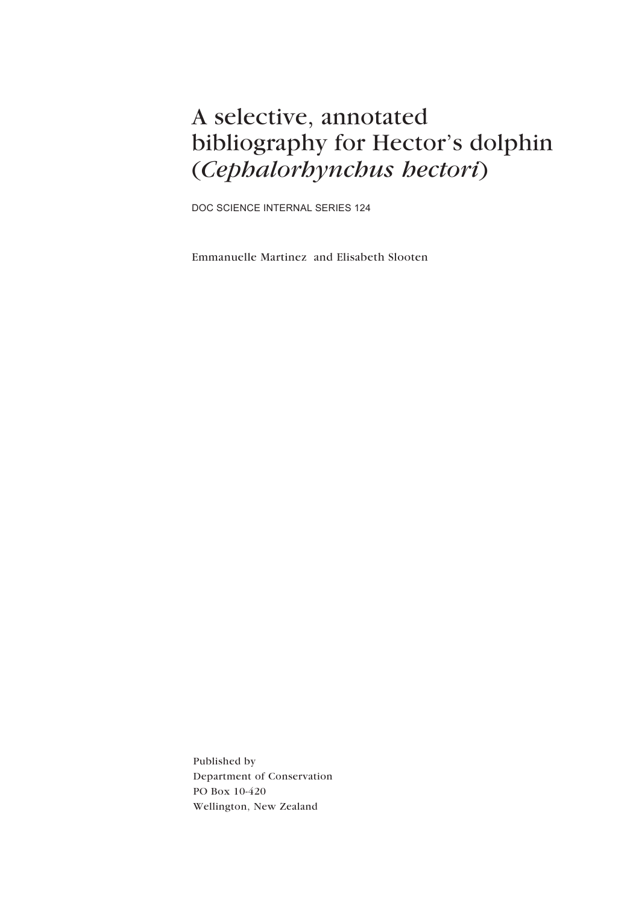# A selective, annotated bibliography for Hector's dolphin (*Cephalorhynchus hectori*)

DOC SCIENCE INTERNAL SERIES 124

Emmanuelle Martinez and Elisabeth Slooten

Published by
Department of Conservation
PO Box 10-420
Wellington, New Zealand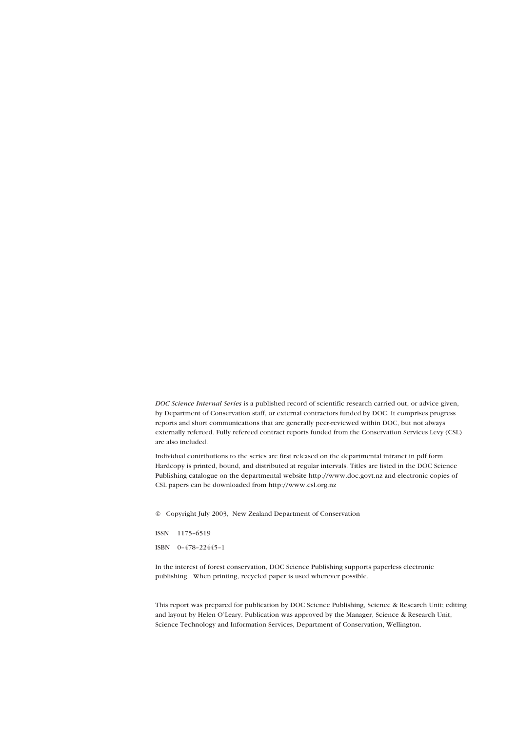*DOC Science Internal Series* is a published record of scientific research carried out, or advice given, by Department of Conservation staff, or external contractors funded by DOC. It comprises progress reports and short communications that are generally peer-reviewed within DOC, but not always externally refereed. Fully refereed contract reports funded from the Conservation Services Levy (CSL) are also included.

Individual contributions to the series are first released on the departmental intranet in pdf form. Hardcopy is printed, bound, and distributed at regular intervals. Titles are listed in the DOC Science Publishing catalogue on the departmental website http://www.doc.govt.nz and electronic copies of CSL papers can be downloaded from http://www.csl.org.nz

© Copyright July 2003, New Zealand Department of Conservation

ISSN 1175–6519

ISBN 0–478–22445–1

In the interest of forest conservation, DOC Science Publishing supports paperless electronic publishing. When printing, recycled paper is used wherever possible.

This report was prepared for publication by DOC Science Publishing, Science & Research Unit; editing and layout by Helen O'Leary. Publication was approved by the Manager, Science & Research Unit, Science Technology and Information Services, Department of Conservation, Wellington.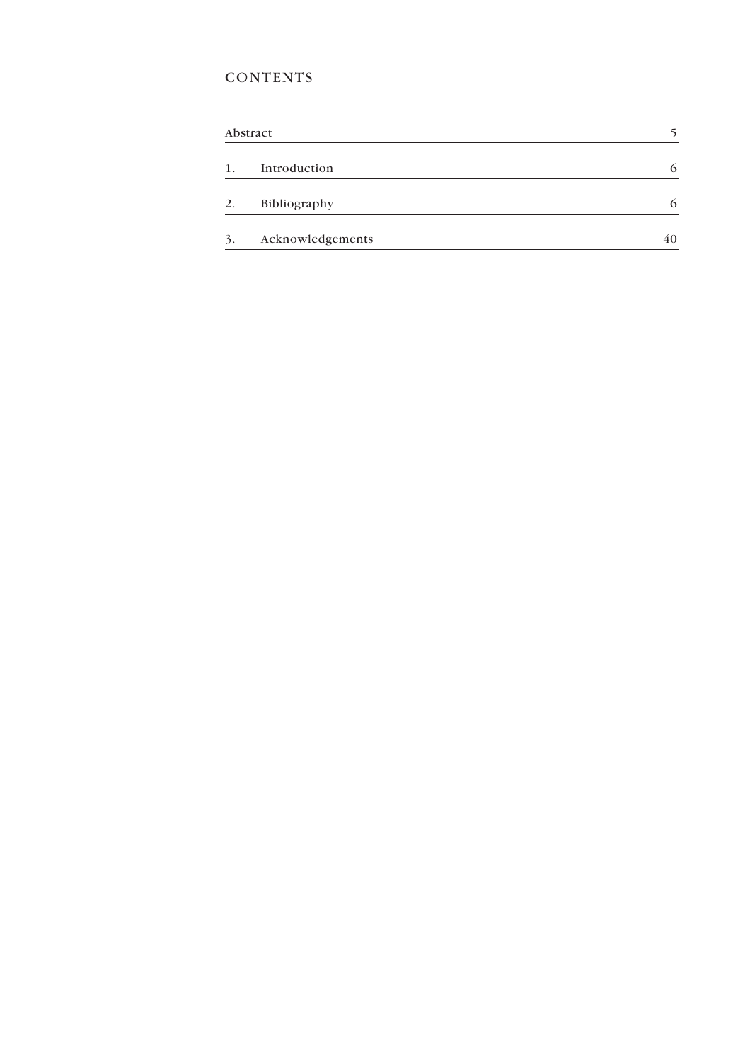# CONTENTS

| | | |
|---|---|---|
| Abstract | | 5 |
| 1. | Introduction | 6 |
| 2. | Bibliography | 6 |
| 3. | Acknowledgements | 40 |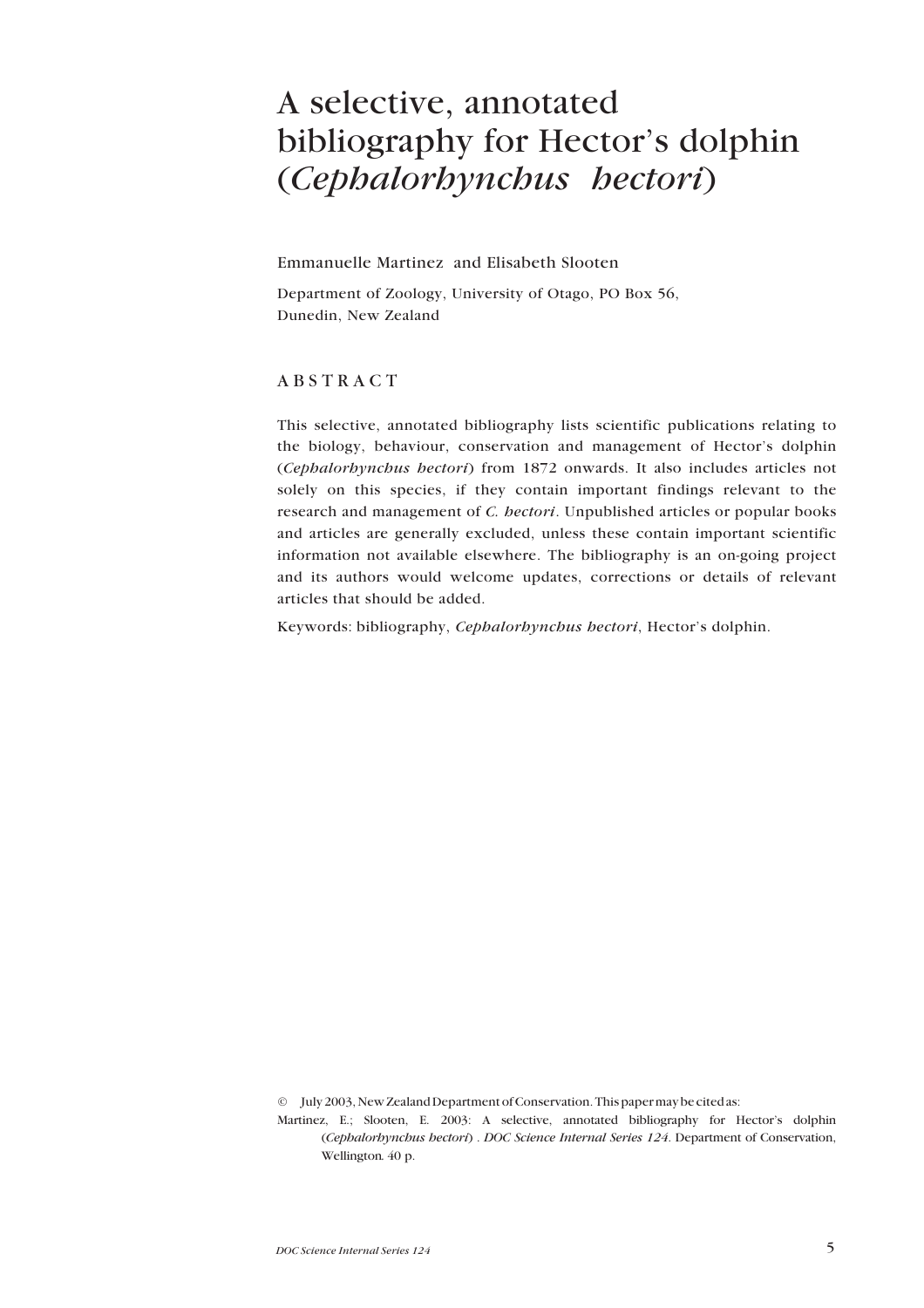# A selective, annotated bibliography for Hector's dolphin (*Cephalorhynchus hectori*)

Emmanuelle Martinez and Elisabeth Slooten

Department of Zoology, University of Otago, PO Box 56, Dunedin, New Zealand

## ABSTRACT

This selective, annotated bibliography lists scientific publications relating to the biology, behaviour, conservation and management of Hector's dolphin (*Cephalorhynchus hectori*) from 1872 onwards. It also includes articles not solely on this species, if they contain important findings relevant to the research and management of *C. hectori*. Unpublished articles or popular books and articles are generally excluded, unless these contain important scientific information not available elsewhere. The bibliography is an on-going project and its authors would welcome updates, corrections or details of relevant articles that should be added.

Keywords: bibliography, *Cephalorhynchus hectori*, Hector's dolphin.

© July 2003, New Zealand Department of Conservation. This paper may be cited as:

Martinez, E.; Slooten, E. 2003: A selective, annotated bibliography for Hector's dolphin (*Cephalorhynchus hectori*). *DOC Science Internal Series 124*. Department of Conservation, Wellington. 40 p.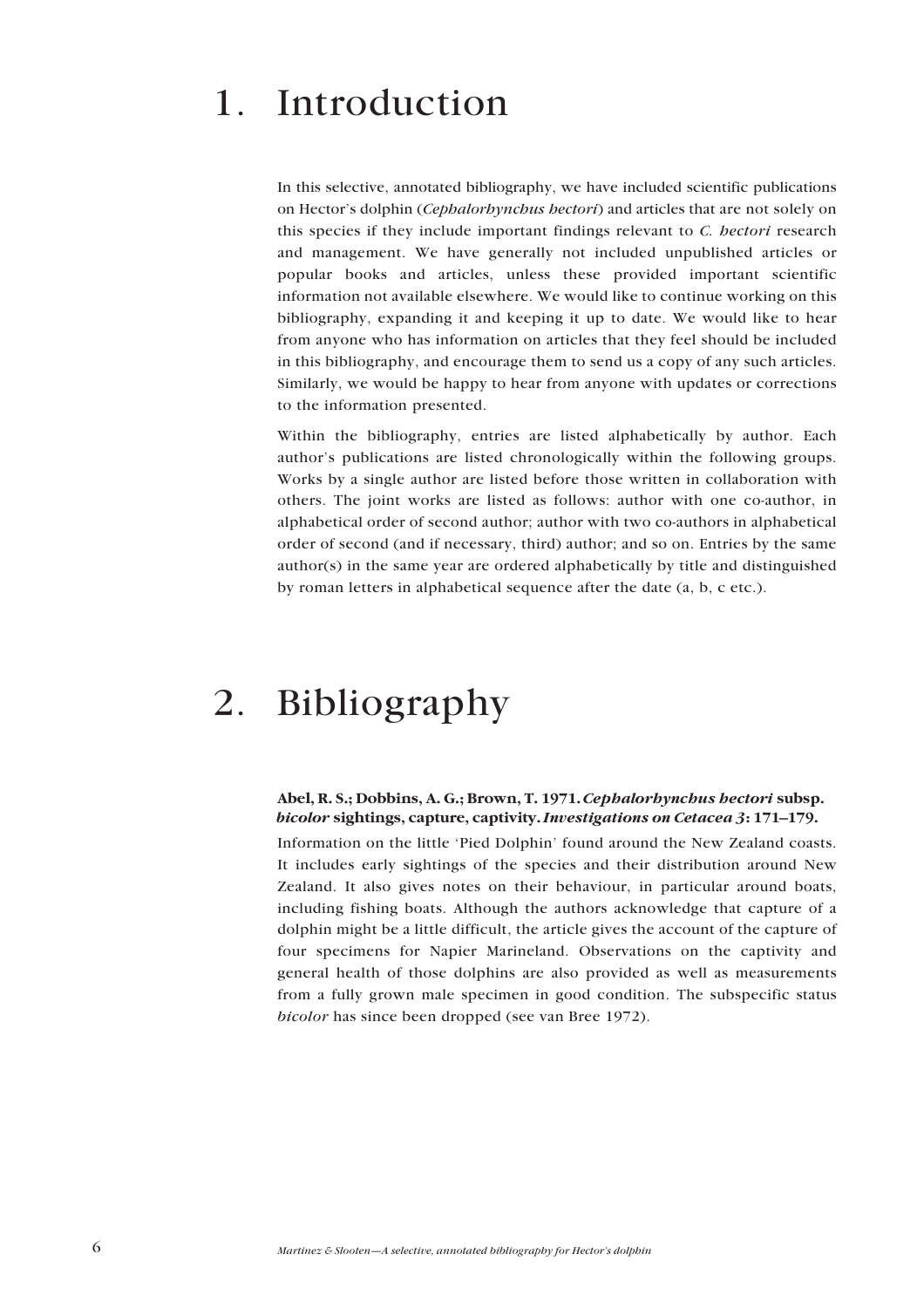# 1. Introduction

In this selective, annotated bibliography, we have included scientific publications on Hector's dolphin (*Cephalorhynchus hectori*) and articles that are not solely on this species if they include important findings relevant to *C. hectori* research and management. We have generally not included unpublished articles or popular books and articles, unless these provided important scientific information not available elsewhere. We would like to continue working on this bibliography, expanding it and keeping it up to date. We would like to hear from anyone who has information on articles that they feel should be included in this bibliography, and encourage them to send us a copy of any such articles. Similarly, we would be happy to hear from anyone with updates or corrections to the information presented.

Within the bibliography, entries are listed alphabetically by author. Each author's publications are listed chronologically within the following groups. Works by a single author are listed before those written in collaboration with others. The joint works are listed as follows: author with one co-author, in alphabetical order of second author; author with two co-authors in alphabetical order of second (and if necessary, third) author; and so on. Entries by the same author(s) in the same year are ordered alphabetically by title and distinguished by roman letters in alphabetical sequence after the date (a, b, c etc.).

# 2. Bibliography

**Abel, R. S.; Dobbins, A. G.; Brown, T. 1971.** ***Cephalorhynchus hectori*** **subsp.** ***bicolor*** **sightings, capture, captivity.** ***Investigations on Cetacea 3*****: 171–179.**

Information on the little 'Pied Dolphin' found around the New Zealand coasts. It includes early sightings of the species and their distribution around New Zealand. It also gives notes on their behaviour, in particular around boats, including fishing boats. Although the authors acknowledge that capture of a dolphin might be a little difficult, the article gives the account of the capture of four specimens for Napier Marineland. Observations on the captivity and general health of those dolphins are also provided as well as measurements from a fully grown male specimen in good condition. The subspecific status *bicolor* has since been dropped (see van Bree 1972).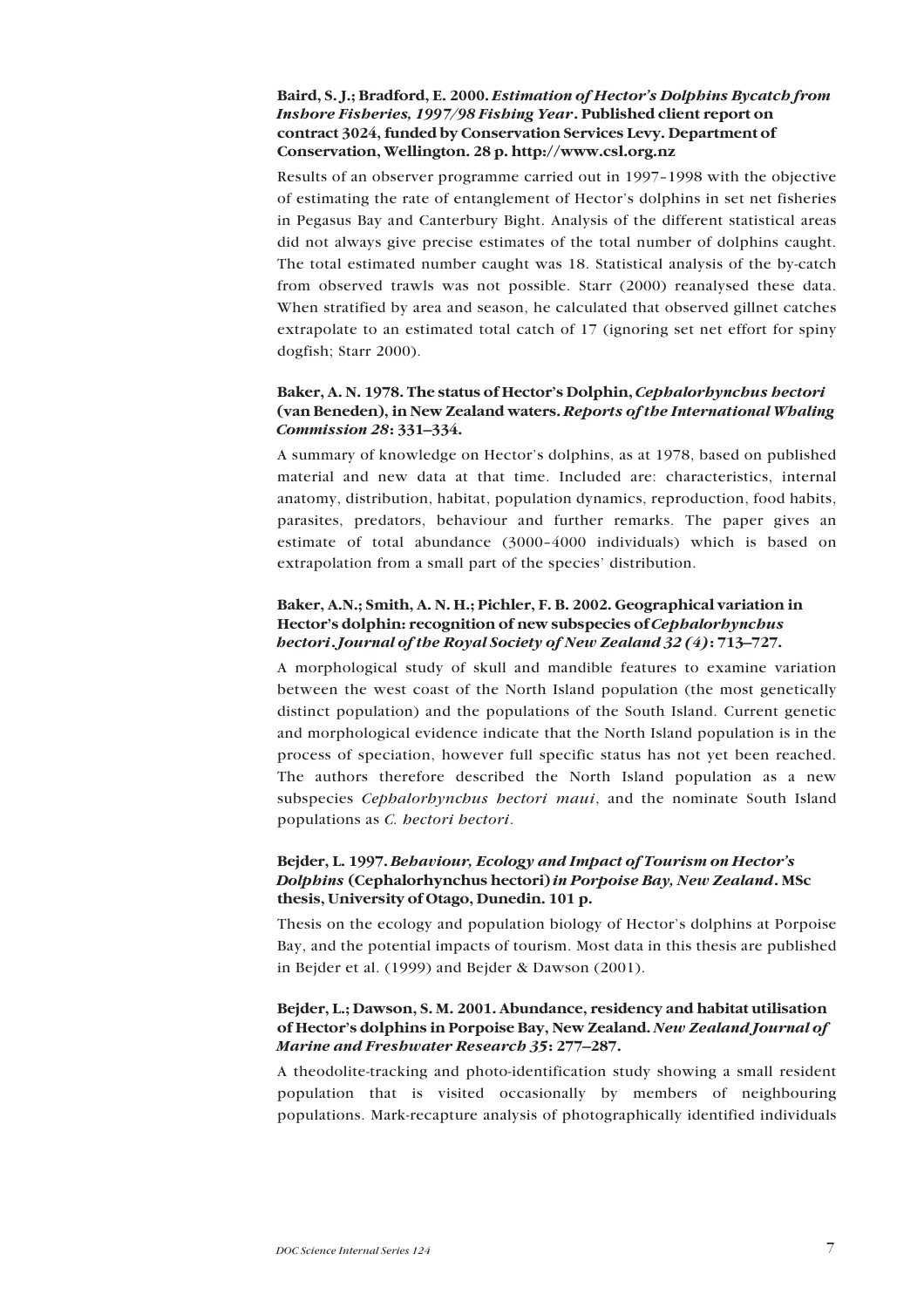**Baird, S. J.; Bradford, E. 2000. *Estimation of Hector's Dolphins Bycatch from Inshore Fisheries, 1997/98 Fishing Year*. Published client report on contract 3024, funded by Conservation Services Levy. Department of Conservation, Wellington. 28 p. http://www.csl.org.nz**

Results of an observer programme carried out in 1997–1998 with the objective of estimating the rate of entanglement of Hector's dolphins in set net fisheries in Pegasus Bay and Canterbury Bight. Analysis of the different statistical areas did not always give precise estimates of the total number of dolphins caught. The total estimated number caught was 18. Statistical analysis of the by-catch from observed trawls was not possible. Starr (2000) reanalysed these data. When stratified by area and season, he calculated that observed gillnet catches extrapolate to an estimated total catch of 17 (ignoring set net effort for spiny dogfish; Starr 2000).

**Baker, A. N. 1978. The status of Hector's Dolphin, *Cephalorhynchus hectori* (van Beneden), in New Zealand waters. *Reports of the International Whaling Commission 28*: 331–334.**

A summary of knowledge on Hector's dolphins, as at 1978, based on published material and new data at that time. Included are: characteristics, internal anatomy, distribution, habitat, population dynamics, reproduction, food habits, parasites, predators, behaviour and further remarks. The paper gives an estimate of total abundance (3000–4000 individuals) which is based on extrapolation from a small part of the species' distribution.

**Baker, A.N.; Smith, A. N. H.; Pichler, F. B. 2002. Geographical variation in Hector's dolphin: recognition of new subspecies of *Cephalorhynchus hectori*. *Journal of the Royal Society of New Zealand 32 (4)*: 713–727.**

A morphological study of skull and mandible features to examine variation between the west coast of the North Island population (the most genetically distinct population) and the populations of the South Island. Current genetic and morphological evidence indicate that the North Island population is in the process of speciation, however full specific status has not yet been reached. The authors therefore described the North Island population as a new subspecies *Cephalorhynchus hectori maui*, and the nominate South Island populations as *C. hectori hectori*.

**Bejder, L. 1997. *Behaviour, Ecology and Impact of Tourism on Hector's Dolphins* (Cephalorhynchus hectori) *in Porpoise Bay, New Zealand*. MSc thesis, University of Otago, Dunedin. 101 p.**

Thesis on the ecology and population biology of Hector's dolphins at Porpoise Bay, and the potential impacts of tourism. Most data in this thesis are published in Bejder et al. (1999) and Bejder & Dawson (2001).

**Bejder, L.; Dawson, S. M. 2001. Abundance, residency and habitat utilisation of Hector's dolphins in Porpoise Bay, New Zealand. *New Zealand Journal of Marine and Freshwater Research 35*: 277–287.**

A theodolite-tracking and photo-identification study showing a small resident population that is visited occasionally by members of neighbouring populations. Mark-recapture analysis of photographically identified individuals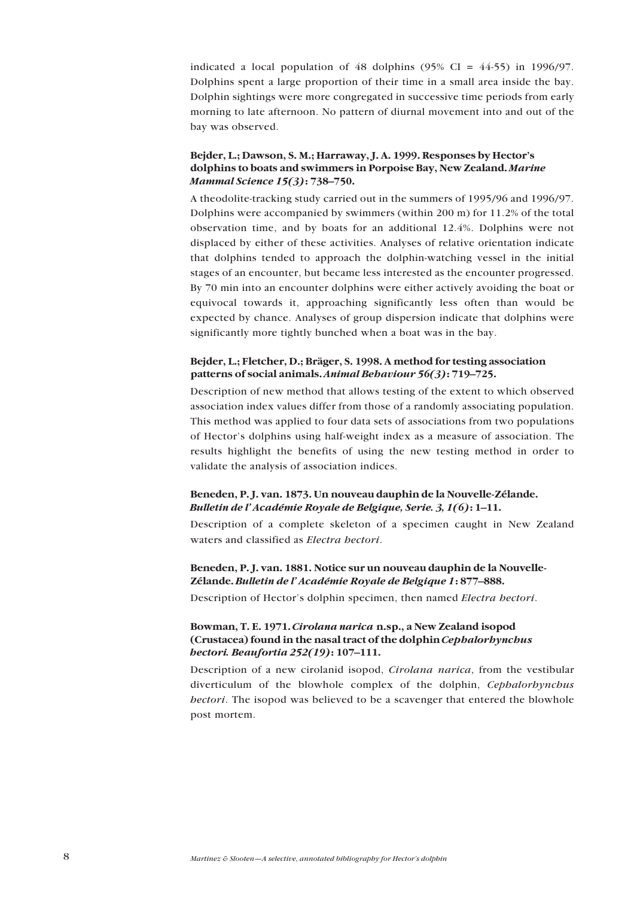indicated a local population of 48 dolphins (95% CI = 44-55) in 1996/97. Dolphins spent a large proportion of their time in a small area inside the bay. Dolphin sightings were more congregated in successive time periods from early morning to late afternoon. No pattern of diurnal movement into and out of the bay was observed.

**Bejder, L.; Dawson, S. M.; Harraway, J. A. 1999. Responses by Hector's dolphins to boats and swimmers in Porpoise Bay, New Zealand. *Marine Mammal Science 15(3)*: 738–750.**

A theodolite-tracking study carried out in the summers of 1995/96 and 1996/97. Dolphins were accompanied by swimmers (within 200 m) for 11.2% of the total observation time, and by boats for an additional 12.4%. Dolphins were not displaced by either of these activities. Analyses of relative orientation indicate that dolphins tended to approach the dolphin-watching vessel in the initial stages of an encounter, but became less interested as the encounter progressed. By 70 min into an encounter dolphins were either actively avoiding the boat or equivocal towards it, approaching significantly less often than would be expected by chance. Analyses of group dispersion indicate that dolphins were significantly more tightly bunched when a boat was in the bay.

**Bejder, L.; Fletcher, D.; Bräger, S. 1998. A method for testing association patterns of social animals. *Animal Behaviour 56(3)*: 719–725.**

Description of new method that allows testing of the extent to which observed association index values differ from those of a randomly associating population. This method was applied to four data sets of associations from two populations of Hector's dolphins using half-weight index as a measure of association. The results highlight the benefits of using the new testing method in order to validate the analysis of association indices.

**Beneden, P. J. van. 1873. Un nouveau dauphin de la Nouvelle-Zélande. *Bulletin de l'Académie Royale de Belgique, Serie. 3, 1(6)*: 1–11.**

Description of a complete skeleton of a specimen caught in New Zealand waters and classified as *Electra hectori*.

**Beneden, P. J. van. 1881. Notice sur un nouveau dauphin de la Nouvelle-Zélande. *Bulletin de l'Académie Royale de Belgique 1*: 877–888.**

Description of Hector's dolphin specimen, then named *Electra hectori*.

**Bowman, T. E. 1971. *Cirolana narica* n.sp., a New Zealand isopod (Crustacea) found in the nasal tract of the dolphin *Cephalorhynchus hectori*. *Beaufortia 252(19)*: 107–111.**

Description of a new cirolanid isopod, *Cirolana narica*, from the vestibular diverticulum of the blowhole complex of the dolphin, *Cephalorhynchus hectori*. The isopod was believed to be a scavenger that entered the blowhole post mortem.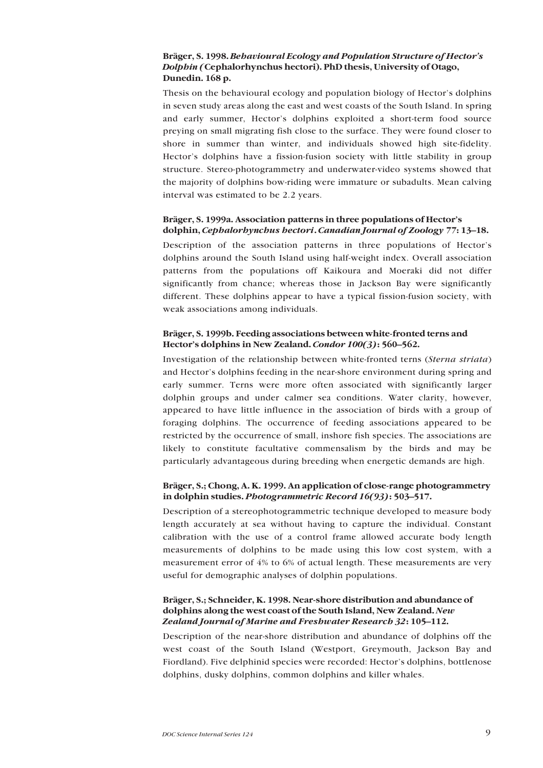**Bräger, S. 1998. *Behavioural Ecology and Population Structure of Hector's Dolphin (* Cephalorhynchus hectori). PhD thesis, University of Otago, Dunedin. 168 p.**

Thesis on the behavioural ecology and population biology of Hector's dolphins in seven study areas along the east and west coasts of the South Island. In spring and early summer, Hector's dolphins exploited a short-term food source preying on small migrating fish close to the surface. They were found closer to shore in summer than winter, and individuals showed high site-fidelity. Hector's dolphins have a fission-fusion society with little stability in group structure. Stereo-photogrammetry and underwater-video systems showed that the majority of dolphins bow-riding were immature or subadults. Mean calving interval was estimated to be 2.2 years.

**Bräger, S. 1999a. Association patterns in three populations of Hector's dolphin, *Cephalorhynchus hectori*. *Canadian Journal of Zoology* 77: 13–18.**

Description of the association patterns in three populations of Hector's dolphins around the South Island using half-weight index. Overall association patterns from the populations off Kaikoura and Moeraki did not differ significantly from chance; whereas those in Jackson Bay were significantly different. These dolphins appear to have a typical fission-fusion society, with weak associations among individuals.

**Bräger, S. 1999b. Feeding associations between white-fronted terns and Hector's dolphins in New Zealand. *Condor 100(3)*: 560–562.**

Investigation of the relationship between white-fronted terns (*Sterna striata*) and Hector's dolphins feeding in the near-shore environment during spring and early summer. Terns were more often associated with significantly larger dolphin groups and under calmer sea conditions. Water clarity, however, appeared to have little influence in the association of birds with a group of foraging dolphins. The occurrence of feeding associations appeared to be restricted by the occurrence of small, inshore fish species. The associations are likely to constitute facultative commensalism by the birds and may be particularly advantageous during breeding when energetic demands are high.

**Bräger, S.; Chong, A. K. 1999. An application of close-range photogrammetry in dolphin studies. *Photogrammetric Record 16(93)*: 503–517.**

Description of a stereophotogrammetric technique developed to measure body length accurately at sea without having to capture the individual. Constant calibration with the use of a control frame allowed accurate body length measurements of dolphins to be made using this low cost system, with a measurement error of 4% to 6% of actual length. These measurements are very useful for demographic analyses of dolphin populations.

**Bräger, S.; Schneider, K. 1998. Near-shore distribution and abundance of dolphins along the west coast of the South Island, New Zealand. *New Zealand Journal of Marine and Freshwater Research 32*: 105–112.**

Description of the near-shore distribution and abundance of dolphins off the west coast of the South Island (Westport, Greymouth, Jackson Bay and Fiordland). Five delphinid species were recorded: Hector's dolphins, bottlenose dolphins, dusky dolphins, common dolphins and killer whales.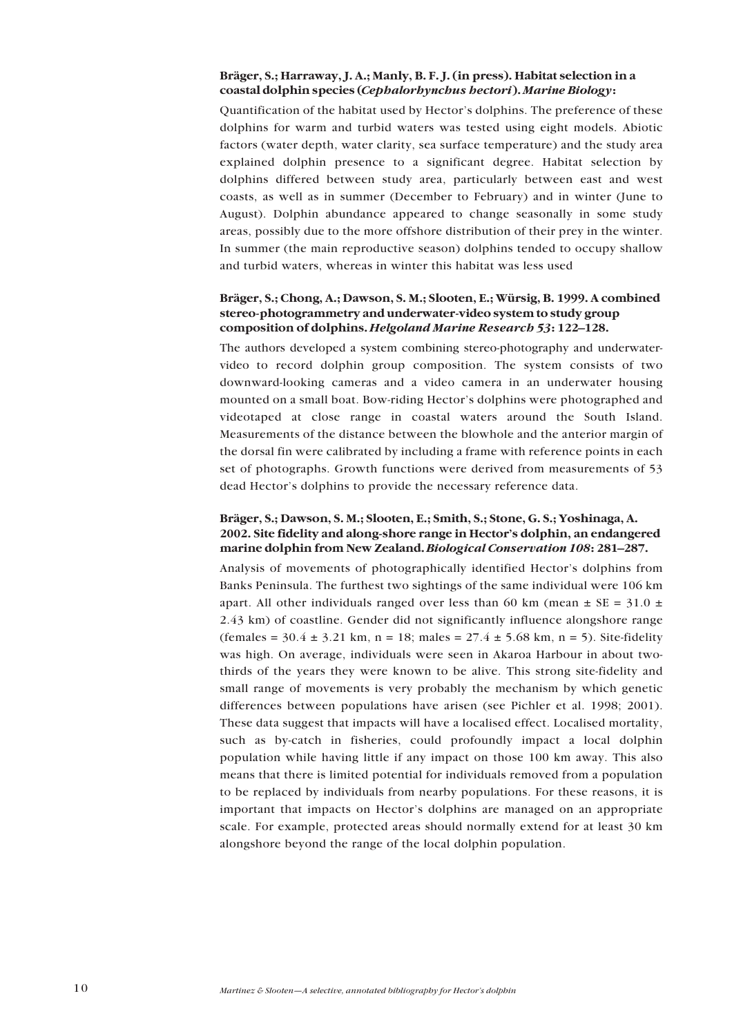**Bräger, S.; Harraway, J. A.; Manly, B. F. J. (in press). Habitat selection in a coastal dolphin species (*Cephalorhynchus hectori*). *Marine Biology*:**

Quantification of the habitat used by Hector's dolphins. The preference of these dolphins for warm and turbid waters was tested using eight models. Abiotic factors (water depth, water clarity, sea surface temperature) and the study area explained dolphin presence to a significant degree. Habitat selection by dolphins differed between study area, particularly between east and west coasts, as well as in summer (December to February) and in winter (June to August). Dolphin abundance appeared to change seasonally in some study areas, possibly due to the more offshore distribution of their prey in the winter. In summer (the main reproductive season) dolphins tended to occupy shallow and turbid waters, whereas in winter this habitat was less used

**Bräger, S.; Chong, A.; Dawson, S. M.; Slooten, E.; Würsig, B. 1999. A combined stereo-photogrammetry and underwater-video system to study group composition of dolphins. *Helgoland Marine Research 53*: 122–128.**

The authors developed a system combining stereo-photography and underwater-video to record dolphin group composition. The system consists of two downward-looking cameras and a video camera in an underwater housing mounted on a small boat. Bow-riding Hector's dolphins were photographed and videotaped at close range in coastal waters around the South Island. Measurements of the distance between the blowhole and the anterior margin of the dorsal fin were calibrated by including a frame with reference points in each set of photographs. Growth functions were derived from measurements of 53 dead Hector's dolphins to provide the necessary reference data.

**Bräger, S.; Dawson, S. M.; Slooten, E.; Smith, S.; Stone, G. S.; Yoshinaga, A. 2002. Site fidelity and along-shore range in Hector's dolphin, an endangered marine dolphin from New Zealand. *Biological Conservation 108*: 281–287.**

Analysis of movements of photographically identified Hector's dolphins from Banks Peninsula. The furthest two sightings of the same individual were 106 km apart. All other individuals ranged over less than 60 km (mean $\pm$ SE = 31.0 $\pm$ 2.43 km) of coastline. Gender did not significantly influence alongshore range (females = 30.4 $\pm$ 3.21 km, n = 18; males = 27.4 $\pm$ 5.68 km, n = 5). Site-fidelity was high. On average, individuals were seen in Akaroa Harbour in about two-thirds of the years they were known to be alive. This strong site-fidelity and small range of movements is very probably the mechanism by which genetic differences between populations have arisen (see Pichler et al. 1998; 2001). These data suggest that impacts will have a localised effect. Localised mortality, such as by-catch in fisheries, could profoundly impact a local dolphin population while having little if any impact on those 100 km away. This also means that there is limited potential for individuals removed from a population to be replaced by individuals from nearby populations. For these reasons, it is important that impacts on Hector's dolphins are managed on an appropriate scale. For example, protected areas should normally extend for at least 30 km alongshore beyond the range of the local dolphin population.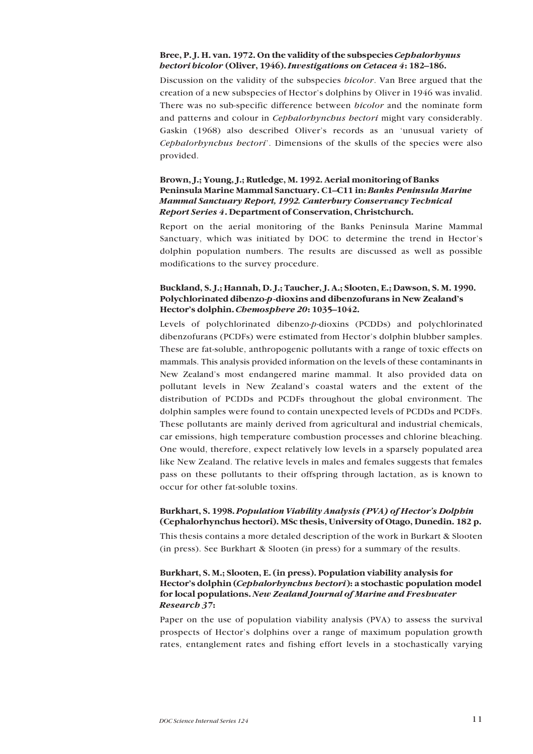**Bree, P. J. H. van. 1972. On the validity of the subspecies *Cephalorhynus hectori bicolor* (Oliver, 1946). *Investigations on Cetacea 4*: 182–186.**

Discussion on the validity of the subspecies *bicolor*. Van Bree argued that the creation of a new subspecies of Hector's dolphins by Oliver in 1946 was invalid. There was no sub-specific difference between *bicolor* and the nominate form and patterns and colour in *Cephalorhynchus hectori* might vary considerably. Gaskin (1968) also described Oliver's records as an 'unusual variety of *Cephalorhynchus hectori*'. Dimensions of the skulls of the species were also provided.

**Brown, J.; Young, J.; Rutledge, M. 1992. Aerial monitoring of Banks Peninsula Marine Mammal Sanctuary. C1–C11 in: *Banks Peninsula Marine Mammal Sanctuary Report, 1992. Canterbury Conservancy Technical Report Series 4*. Department of Conservation, Christchurch.**

Report on the aerial monitoring of the Banks Peninsula Marine Mammal Sanctuary, which was initiated by DOC to determine the trend in Hector's dolphin population numbers. The results are discussed as well as possible modifications to the survey procedure.

**Buckland, S. J.; Hannah, D. J.; Taucher, J. A.; Slooten, E.; Dawson, S. M. 1990. Polychlorinated dibenzo-*p*-dioxins and dibenzofurans in New Zealand's Hector's dolphin. *Chemosphere 20*: 1035–1042.**

Levels of polychlorinated dibenzo-*p*-dioxins (PCDDs) and polychlorinated dibenzofurans (PCDFs) were estimated from Hector's dolphin blubber samples. These are fat-soluble, anthropogenic pollutants with a range of toxic effects on mammals. This analysis provided information on the levels of these contaminants in New Zealand's most endangered marine mammal. It also provided data on pollutant levels in New Zealand's coastal waters and the extent of the distribution of PCDDs and PCDFs throughout the global environment. The dolphin samples were found to contain unexpected levels of PCDDs and PCDFs. These pollutants are mainly derived from agricultural and industrial chemicals, car emissions, high temperature combustion processes and chlorine bleaching. One would, therefore, expect relatively low levels in a sparsely populated area like New Zealand. The relative levels in males and females suggests that females pass on these pollutants to their offspring through lactation, as is known to occur for other fat-soluble toxins.

**Burkhart, S. 1998. *Population Viability Analysis (PVA) of Hector's Dolphin* (Cephalorhynchus hectori). MSc thesis, University of Otago, Dunedin. 182 p.**

This thesis contains a more detaled description of the work in Burkart & Slooten (in press). See Burkhart & Slooten (in press) for a summary of the results.

**Burkhart, S. M.; Slooten, E. (in press). Population viability analysis for Hector's dolphin (*Cephalorhynchus hectori*): a stochastic population model for local populations. *New Zealand Journal of Marine and Freshwater Research 37*:**

Paper on the use of population viability analysis (PVA) to assess the survival prospects of Hector's dolphins over a range of maximum population growth rates, entanglement rates and fishing effort levels in a stochastically varying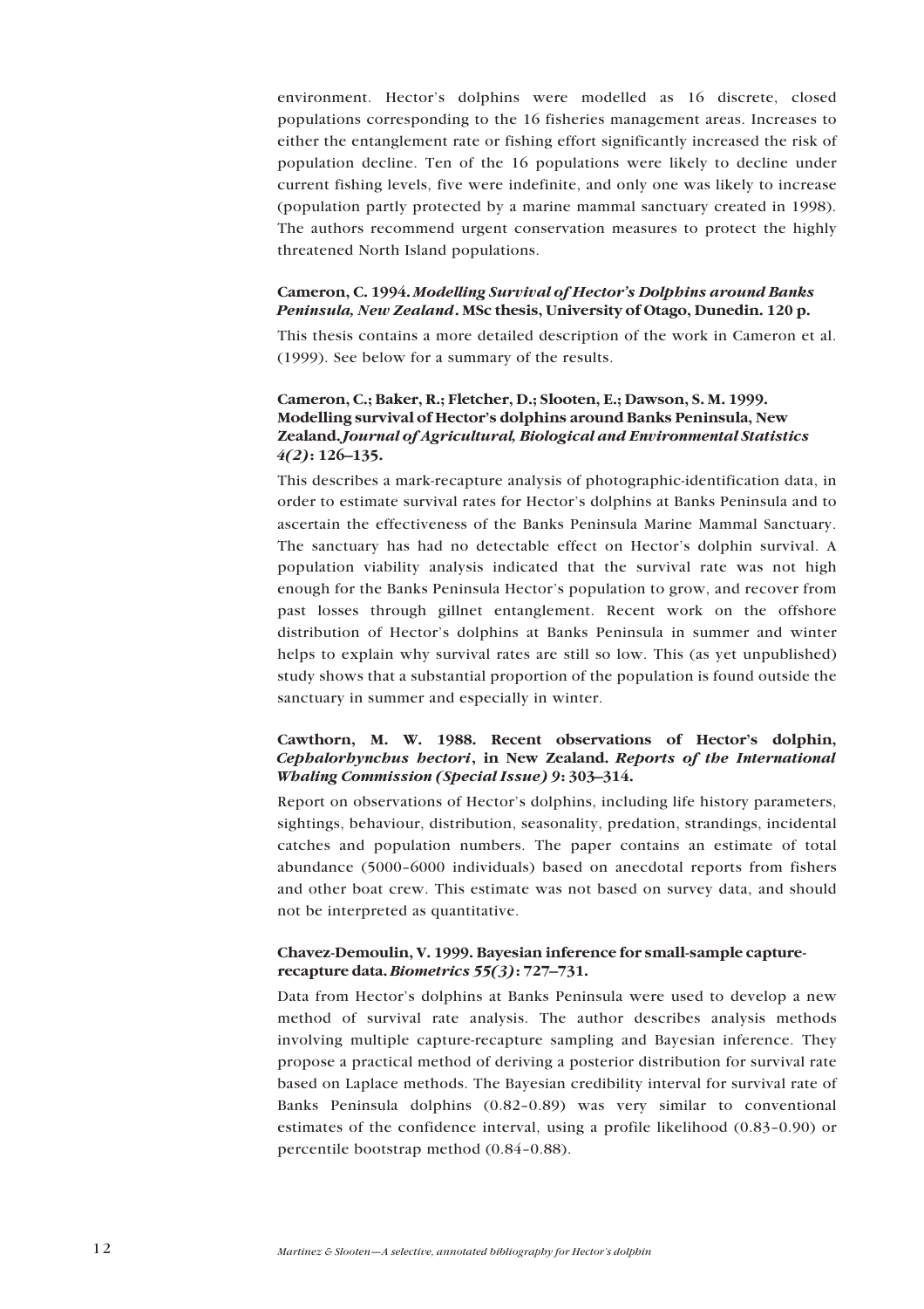environment. Hector's dolphins were modelled as 16 discrete, closed populations corresponding to the 16 fisheries management areas. Increases to either the entanglement rate or fishing effort significantly increased the risk of population decline. Ten of the 16 populations were likely to decline under current fishing levels, five were indefinite, and only one was likely to increase (population partly protected by a marine mammal sanctuary created in 1998). The authors recommend urgent conservation measures to protect the highly threatened North Island populations.

**Cameron, C. 1994. *Modelling Survival of Hector's Dolphins around Banks Peninsula, New Zealand*. MSc thesis, University of Otago, Dunedin. 120 p.**

This thesis contains a more detailed description of the work in Cameron et al. (1999). See below for a summary of the results.

**Cameron, C.; Baker, R.; Fletcher, D.; Slooten, E.; Dawson, S. M. 1999. Modelling survival of Hector's dolphins around Banks Peninsula, New Zealand. *Journal of Agricultural, Biological and Environmental Statistics 4(2)*: 126–135.**

This describes a mark-recapture analysis of photographic-identification data, in order to estimate survival rates for Hector's dolphins at Banks Peninsula and to ascertain the effectiveness of the Banks Peninsula Marine Mammal Sanctuary. The sanctuary has had no detectable effect on Hector's dolphin survival. A population viability analysis indicated that the survival rate was not high enough for the Banks Peninsula Hector's population to grow, and recover from past losses through gillnet entanglement. Recent work on the offshore distribution of Hector's dolphins at Banks Peninsula in summer and winter helps to explain why survival rates are still so low. This (as yet unpublished) study shows that a substantial proportion of the population is found outside the sanctuary in summer and especially in winter.

**Cawthorn, M. W. 1988. Recent observations of Hector's dolphin, *Cephalorhynchus hectori*, in New Zealand. *Reports of the International Whaling Commission (Special Issue) 9*: 303–314.**

Report on observations of Hector's dolphins, including life history parameters, sightings, behaviour, distribution, seasonality, predation, strandings, incidental catches and population numbers. The paper contains an estimate of total abundance (5000–6000 individuals) based on anecdotal reports from fishers and other boat crew. This estimate was not based on survey data, and should not be interpreted as quantitative.

**Chavez-Demoulin, V. 1999. Bayesian inference for small-sample capture-recapture data. *Biometrics 55(3)*: 727–731.**

Data from Hector's dolphins at Banks Peninsula were used to develop a new method of survival rate analysis. The author describes analysis methods involving multiple capture-recapture sampling and Bayesian inference. They propose a practical method of deriving a posterior distribution for survival rate based on Laplace methods. The Bayesian credibility interval for survival rate of Banks Peninsula dolphins (0.82–0.89) was very similar to conventional estimates of the confidence interval, using a profile likelihood (0.83–0.90) or percentile bootstrap method (0.84–0.88).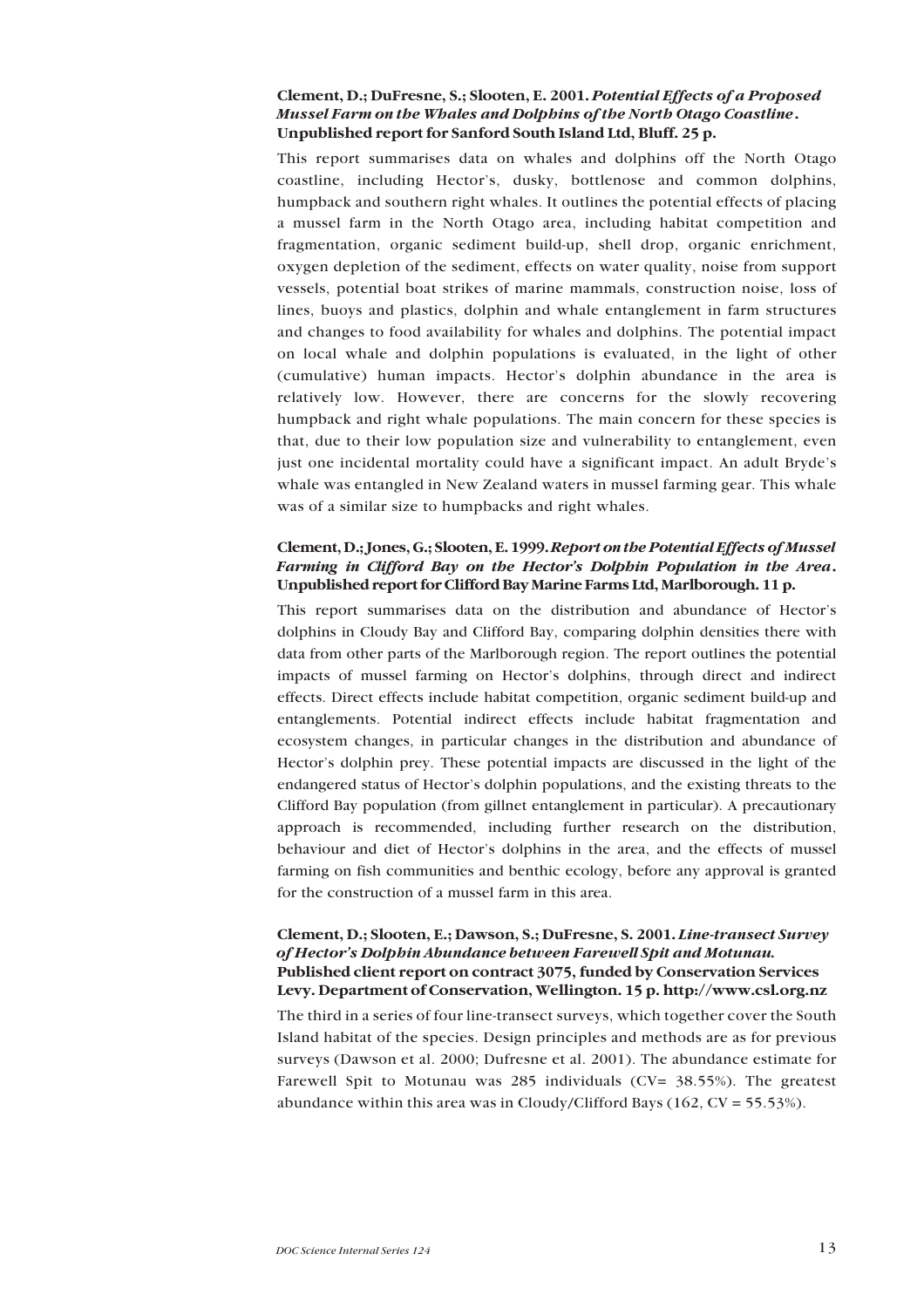**Clement, D.; DuFresne, S.; Slooten, E. 2001.** ***Potential Effects of a Proposed Mussel Farm on the Whales and Dolphins of the North Otago Coastline*****. Unpublished report for Sanford South Island Ltd, Bluff. 25 p.**

This report summarises data on whales and dolphins off the North Otago coastline, including Hector's, dusky, bottlenose and common dolphins, humpback and southern right whales. It outlines the potential effects of placing a mussel farm in the North Otago area, including habitat competition and fragmentation, organic sediment build-up, shell drop, organic enrichment, oxygen depletion of the sediment, effects on water quality, noise from support vessels, potential boat strikes of marine mammals, construction noise, loss of lines, buoys and plastics, dolphin and whale entanglement in farm structures and changes to food availability for whales and dolphins. The potential impact on local whale and dolphin populations is evaluated, in the light of other (cumulative) human impacts. Hector's dolphin abundance in the area is relatively low. However, there are concerns for the slowly recovering humpback and right whale populations. The main concern for these species is that, due to their low population size and vulnerability to entanglement, even just one incidental mortality could have a significant impact. An adult Bryde's whale was entangled in New Zealand waters in mussel farming gear. This whale was of a similar size to humpbacks and right whales.

**Clement, D.; Jones, G.; Slooten, E. 1999.** ***Report on the Potential Effects of Mussel Farming in Clifford Bay on the Hector's Dolphin Population in the Area*****. Unpublished report for Clifford Bay Marine Farms Ltd, Marlborough. 11 p.**

This report summarises data on the distribution and abundance of Hector's dolphins in Cloudy Bay and Clifford Bay, comparing dolphin densities there with data from other parts of the Marlborough region. The report outlines the potential impacts of mussel farming on Hector's dolphins, through direct and indirect effects. Direct effects include habitat competition, organic sediment build-up and entanglements. Potential indirect effects include habitat fragmentation and ecosystem changes, in particular changes in the distribution and abundance of Hector's dolphin prey. These potential impacts are discussed in the light of the endangered status of Hector's dolphin populations, and the existing threats to the Clifford Bay population (from gillnet entanglement in particular). A precautionary approach is recommended, including further research on the distribution, behaviour and diet of Hector's dolphins in the area, and the effects of mussel farming on fish communities and benthic ecology, before any approval is granted for the construction of a mussel farm in this area.

**Clement, D.; Slooten, E.; Dawson, S.; DuFresne, S. 2001.** ***Line-transect Survey of Hector's Dolphin Abundance between Farewell Spit and Motunau.*** **Published client report on contract 3075, funded by Conservation Services Levy. Department of Conservation, Wellington. 15 p. http://www.csl.org.nz**

The third in a series of four line-transect surveys, which together cover the South Island habitat of the species. Design principles and methods are as for previous surveys (Dawson et al. 2000; Dufresne et al. 2001). The abundance estimate for Farewell Spit to Motunau was 285 individuals (CV= 38.55%). The greatest abundance within this area was in Cloudy/Clifford Bays (162, CV = 55.53%).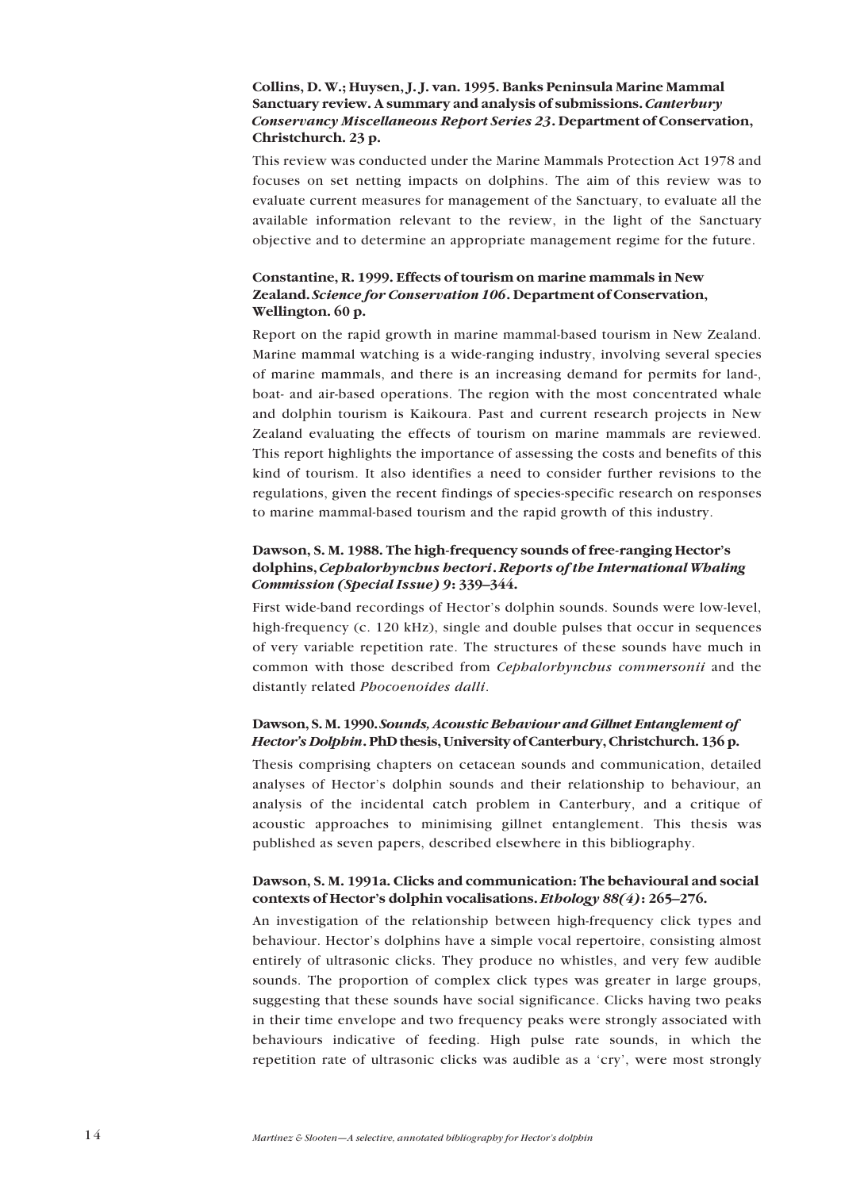**Collins, D. W.; Huysen, J. J. van. 1995. Banks Peninsula Marine Mammal Sanctuary review. A summary and analysis of submissions. *Canterbury Conservancy Miscellaneous Report Series 23*. Department of Conservation, Christchurch. 23 p.**

This review was conducted under the Marine Mammals Protection Act 1978 and focuses on set netting impacts on dolphins. The aim of this review was to evaluate current measures for management of the Sanctuary, to evaluate all the available information relevant to the review, in the light of the Sanctuary objective and to determine an appropriate management regime for the future.

**Constantine, R. 1999. Effects of tourism on marine mammals in New Zealand. *Science for Conservation 106*. Department of Conservation, Wellington. 60 p.**

Report on the rapid growth in marine mammal-based tourism in New Zealand. Marine mammal watching is a wide-ranging industry, involving several species of marine mammals, and there is an increasing demand for permits for land-, boat- and air-based operations. The region with the most concentrated whale and dolphin tourism is Kaikoura. Past and current research projects in New Zealand evaluating the effects of tourism on marine mammals are reviewed. This report highlights the importance of assessing the costs and benefits of this kind of tourism. It also identifies a need to consider further revisions to the regulations, given the recent findings of species-specific research on responses to marine mammal-based tourism and the rapid growth of this industry.

**Dawson, S. M. 1988. The high-frequency sounds of free-ranging Hector's dolphins, *Cephalorhynchus hectori*. *Reports of the International Whaling Commission (Special Issue) 9*: 339–344.**

First wide-band recordings of Hector's dolphin sounds. Sounds were low-level, high-frequency (c. 120 kHz), single and double pulses that occur in sequences of very variable repetition rate. The structures of these sounds have much in common with those described from *Cephalorhynchus commersonii* and the distantly related *Phocoenoides dalli*.

**Dawson, S. M. 1990. *Sounds, Acoustic Behaviour and Gillnet Entanglement of Hector's Dolphin*. PhD thesis, University of Canterbury, Christchurch. 136 p.**

Thesis comprising chapters on cetacean sounds and communication, detailed analyses of Hector's dolphin sounds and their relationship to behaviour, an analysis of the incidental catch problem in Canterbury, and a critique of acoustic approaches to minimising gillnet entanglement. This thesis was published as seven papers, described elsewhere in this bibliography.

**Dawson, S. M. 1991a. Clicks and communication: The behavioural and social contexts of Hector's dolphin vocalisations. *Ethology 88(4)*: 265–276.**

An investigation of the relationship between high-frequency click types and behaviour. Hector's dolphins have a simple vocal repertoire, consisting almost entirely of ultrasonic clicks. They produce no whistles, and very few audible sounds. The proportion of complex click types was greater in large groups, suggesting that these sounds have social significance. Clicks having two peaks in their time envelope and two frequency peaks were strongly associated with behaviours indicative of feeding. High pulse rate sounds, in which the repetition rate of ultrasonic clicks was audible as a 'cry', were most strongly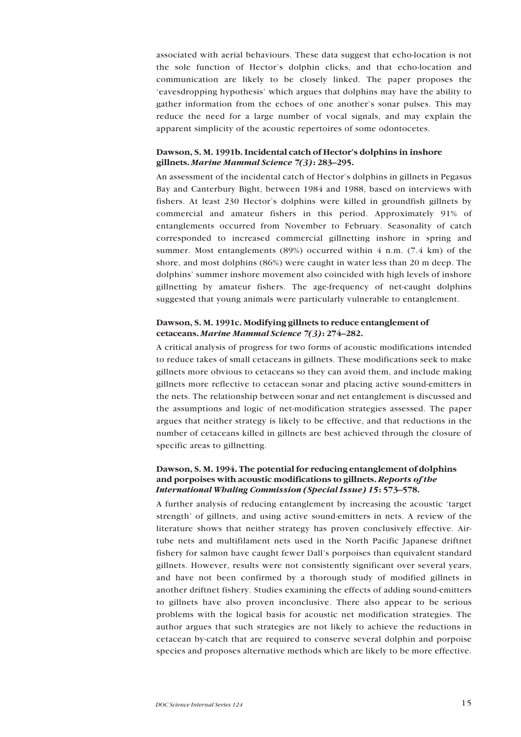associated with aerial behaviours. These data suggest that echo-location is not the sole function of Hector's dolphin clicks, and that echo-location and communication are likely to be closely linked. The paper proposes the 'eavesdropping hypothesis' which argues that dolphins may have the ability to gather information from the echoes of one another's sonar pulses. This may reduce the need for a large number of vocal signals, and may explain the apparent simplicity of the acoustic repertoires of some odontocetes.

**Dawson, S. M. 1991b. Incidental catch of Hector's dolphins in inshore gillnets. *Marine Mammal Science 7(3)*: 283–295.**

An assessment of the incidental catch of Hector's dolphins in gillnets in Pegasus Bay and Canterbury Bight, between 1984 and 1988, based on interviews with fishers. At least 230 Hector's dolphins were killed in groundfish gillnets by commercial and amateur fishers in this period. Approximately 91% of entanglements occurred from November to February. Seasonality of catch corresponded to increased commercial gillnetting inshore in spring and summer. Most entanglements (89%) occurred within 4 n.m. (7.4 km) of the shore, and most dolphins (86%) were caught in water less than 20 m deep. The dolphins' summer inshore movement also coincided with high levels of inshore gillnetting by amateur fishers. The age-frequency of net-caught dolphins suggested that young animals were particularly vulnerable to entanglement.

**Dawson, S. M. 1991c. Modifying gillnets to reduce entanglement of cetaceans. *Marine Mammal Science 7(3)*: 274–282.**

A critical analysis of progress for two forms of acoustic modifications intended to reduce takes of small cetaceans in gillnets. These modifications seek to make gillnets more obvious to cetaceans so they can avoid them, and include making gillnets more reflective to cetacean sonar and placing active sound-emitters in the nets. The relationship between sonar and net entanglement is discussed and the assumptions and logic of net-modification strategies assessed. The paper argues that neither strategy is likely to be effective, and that reductions in the number of cetaceans killed in gillnets are best achieved through the closure of specific areas to gillnetting.

**Dawson, S. M. 1994. The potential for reducing entanglement of dolphins and porpoises with acoustic modifications to gillnets. *Reports of the International Whaling Commission (Special Issue) 15*: 573–578.**

A further analysis of reducing entanglement by increasing the acoustic 'target strength' of gillnets, and using active sound-emitters in nets. A review of the literature shows that neither strategy has proven conclusively effective. Air-tube nets and multifilament nets used in the North Pacific Japanese driftnet fishery for salmon have caught fewer Dall's porpoises than equivalent standard gillnets. However, results were not consistently significant over several years, and have not been confirmed by a thorough study of modified gillnets in another driftnet fishery. Studies examining the effects of adding sound-emitters to gillnets have also proven inconclusive. There also appear to be serious problems with the logical basis for acoustic net modification strategies. The author argues that such strategies are not likely to achieve the reductions in cetacean by-catch that are required to conserve several dolphin and porpoise species and proposes alternative methods which are likely to be more effective.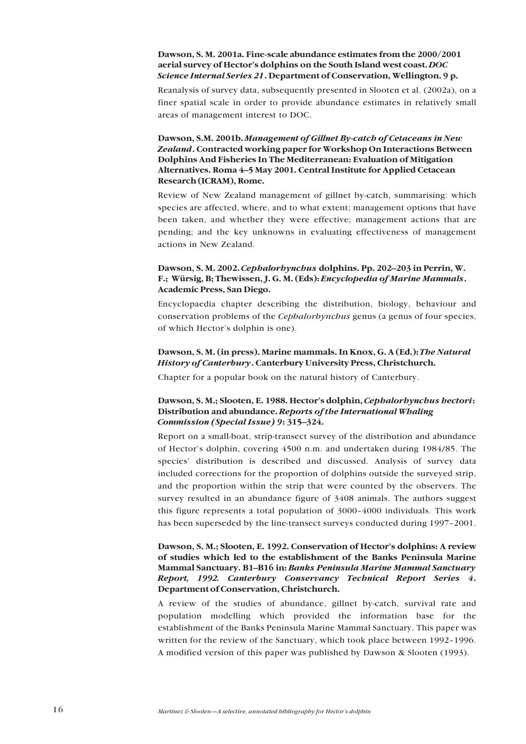**Dawson, S. M. 2001a. Fine-scale abundance estimates from the 2000/2001 aerial survey of Hector's dolphins on the South Island west coast. *DOC Science Internal Series 21*. Department of Conservation, Wellington. 9 p.**

Reanalysis of survey data, subsequently presented in Slooten et al. (2002a), on a finer spatial scale in order to provide abundance estimates in relatively small areas of management interest to DOC.

**Dawson, S.M. 2001b. *Management of Gillnet By-catch of Cetaceans in New Zealand*. Contracted working paper for Workshop On Interactions Between Dolphins And Fisheries In The Mediterranean: Evaluation of Mitigation Alternatives. Roma 4–5 May 2001. Central Institute for Applied Cetacean Research (ICRAM), Rome.**

Review of New Zealand management of gillnet by-catch, summarising: which species are affected, where, and to what extent; management options that have been taken, and whether they were effective; management actions that are pending; and the key unknowns in evaluating effectiveness of management actions in New Zealand.

**Dawson, S. M. 2002. *Cephalorhynchus* dolphins. Pp. 202–203 in Perrin, W. F.; Würsig, B; Thewissen, J. G. M. (Eds): *Encyclopedia of Marine Mammals*. Academic Press, San Diego.**

Encyclopaedia chapter describing the distribution, biology, behaviour and conservation problems of the *Cephalorhynchus* genus (a genus of four species, of which Hector's dolphin is one).

**Dawson, S. M. (in press). Marine mammals. In Knox, G. A (Ed.): *The Natural History of Canterbury*. Canterbury University Press, Christchurch.**

Chapter for a popular book on the natural history of Canterbury.

**Dawson, S. M.; Slooten, E. 1988. Hector's dolphin, *Cephalorhynchus hectori*: Distribution and abundance. *Reports of the International Whaling Commission (Special Issue) 9*: 315–324.**

Report on a small-boat, strip-transect survey of the distribution and abundance of Hector's dolphin, covering 4500 n.m. and undertaken during 1984/85. The species' distribution is described and discussed. Analysis of survey data included corrections for the proportion of dolphins outside the surveyed strip, and the proportion within the strip that were counted by the observers. The survey resulted in an abundance figure of 3408 animals. The authors suggest this figure represents a total population of 3000–4000 individuals. This work has been superseded by the line-transect surveys conducted during 1997–2001.

**Dawson, S. M.; Slooten, E. 1992. Conservation of Hector's dolphins: A review of studies which led to the establishment of the Banks Peninsula Marine Mammal Sanctuary. B1–B16 in: *Banks Peninsula Marine Mammal Sanctuary Report, 1992. Canterbury Conservancy Technical Report Series 4*. Department of Conservation, Christchurch.**

A review of the studies of abundance, gillnet by-catch, survival rate and population modelling which provided the information base for the establishment of the Banks Peninsula Marine Mammal Sanctuary. This paper was written for the review of the Sanctuary, which took place between 1992–1996. A modified version of this paper was published by Dawson & Slooten (1993).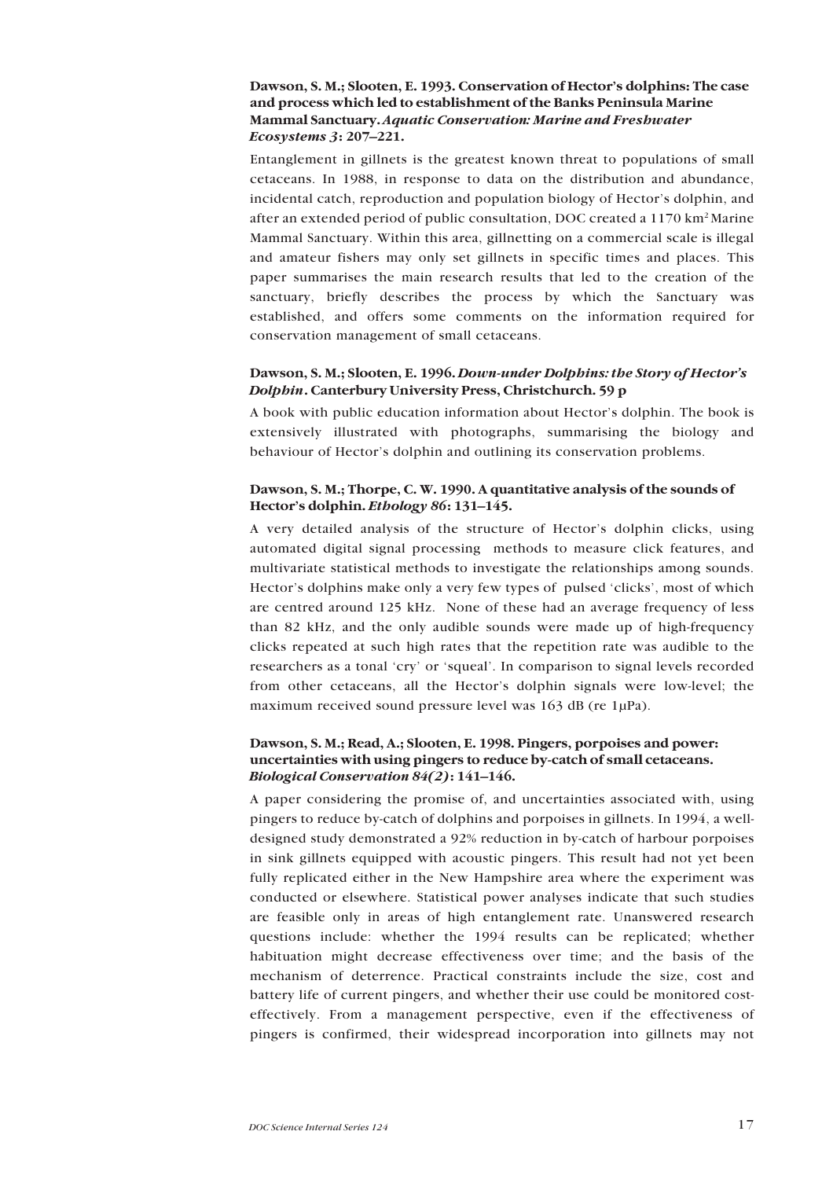**Dawson, S. M.; Slooten, E. 1993. Conservation of Hector's dolphins: The case and process which led to establishment of the Banks Peninsula Marine Mammal Sanctuary. *Aquatic Conservation: Marine and Freshwater Ecosystems 3*: 207–221.**

Entanglement in gillnets is the greatest known threat to populations of small cetaceans. In 1988, in response to data on the distribution and abundance, incidental catch, reproduction and population biology of Hector's dolphin, and after an extended period of public consultation, DOC created a 1170 $km^2$ Marine Mammal Sanctuary. Within this area, gillnetting on a commercial scale is illegal and amateur fishers may only set gillnets in specific times and places. This paper summarises the main research results that led to the creation of the sanctuary, briefly describes the process by which the Sanctuary was established, and offers some comments on the information required for conservation management of small cetaceans.

**Dawson, S. M.; Slooten, E. 1996. *Down-under Dolphins: the Story of Hector's Dolphin*. Canterbury University Press, Christchurch. 59 p**

A book with public education information about Hector's dolphin. The book is extensively illustrated with photographs, summarising the biology and behaviour of Hector's dolphin and outlining its conservation problems.

**Dawson, S. M.; Thorpe, C. W. 1990. A quantitative analysis of the sounds of Hector's dolphin. *Ethology 86*: 131–145.**

A very detailed analysis of the structure of Hector's dolphin clicks, using automated digital signal processing methods to measure click features, and multivariate statistical methods to investigate the relationships among sounds. Hector's dolphins make only a very few types of pulsed 'clicks', most of which are centred around 125 kHz. None of these had an average frequency of less than 82 kHz, and the only audible sounds were made up of high-frequency clicks repeated at such high rates that the repetition rate was audible to the researchers as a tonal 'cry' or 'squeal'. In comparison to signal levels recorded from other cetaceans, all the Hector's dolphin signals were low-level; the maximum received sound pressure level was 163 dB (re 1μPa).

**Dawson, S. M.; Read, A.; Slooten, E. 1998. Pingers, porpoises and power: uncertainties with using pingers to reduce by-catch of small cetaceans. *Biological Conservation 84(2)*: 141–146.**

A paper considering the promise of, and uncertainties associated with, using pingers to reduce by-catch of dolphins and porpoises in gillnets. In 1994, a well-designed study demonstrated a 92% reduction in by-catch of harbour porpoises in sink gillnets equipped with acoustic pingers. This result had not yet been fully replicated either in the New Hampshire area where the experiment was conducted or elsewhere. Statistical power analyses indicate that such studies are feasible only in areas of high entanglement rate. Unanswered research questions include: whether the 1994 results can be replicated; whether habituation might decrease effectiveness over time; and the basis of the mechanism of deterrence. Practical constraints include the size, cost and battery life of current pingers, and whether their use could be monitored cost-effectively. From a management perspective, even if the effectiveness of pingers is confirmed, their widespread incorporation into gillnets may not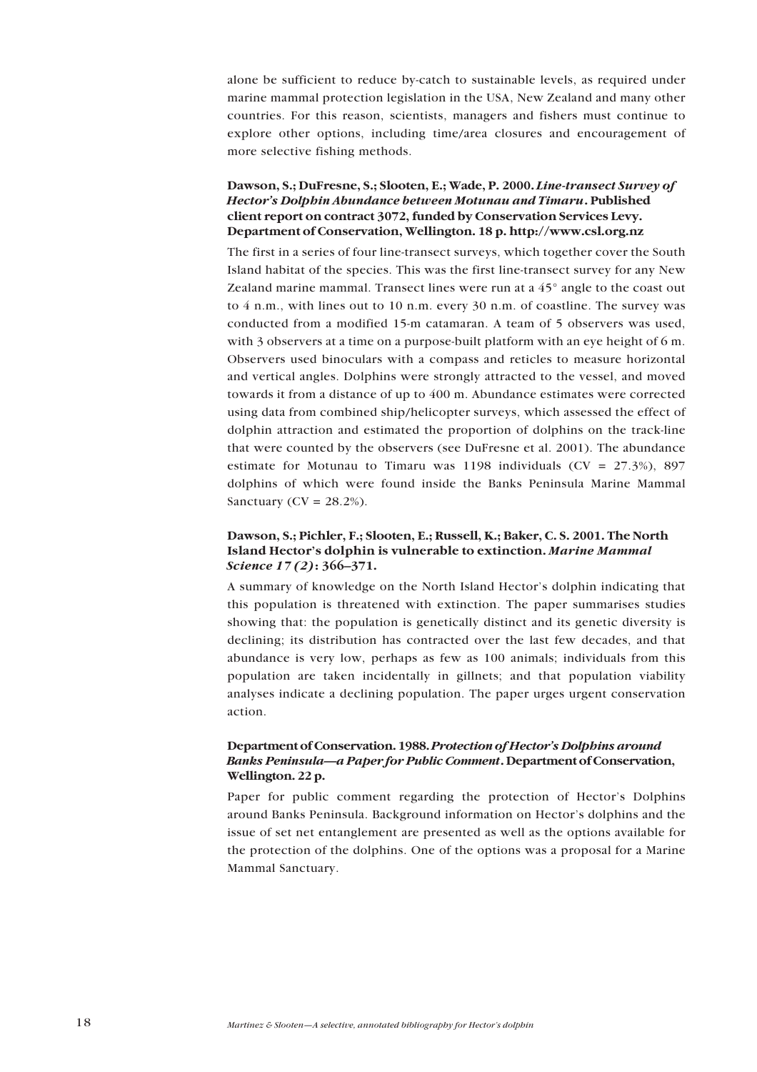alone be sufficient to reduce by-catch to sustainable levels, as required under marine mammal protection legislation in the USA, New Zealand and many other countries. For this reason, scientists, managers and fishers must continue to explore other options, including time/area closures and encouragement of more selective fishing methods.

**Dawson, S.; DuFresne, S.; Slooten, E.; Wade, P. 2000.** ***Line-transect Survey of Hector's Dolphin Abundance between Motunau and Timaru*****. Published client report on contract 3072, funded by Conservation Services Levy. Department of Conservation, Wellington. 18 p. http://www.csl.org.nz**

The first in a series of four line-transect surveys, which together cover the South Island habitat of the species. This was the first line-transect survey for any New Zealand marine mammal. Transect lines were run at a 45° angle to the coast out to 4 n.m., with lines out to 10 n.m. every 30 n.m. of coastline. The survey was conducted from a modified 15-m catamaran. A team of 5 observers was used, with 3 observers at a time on a purpose-built platform with an eye height of 6 m. Observers used binoculars with a compass and reticles to measure horizontal and vertical angles. Dolphins were strongly attracted to the vessel, and moved towards it from a distance of up to 400 m. Abundance estimates were corrected using data from combined ship/helicopter surveys, which assessed the effect of dolphin attraction and estimated the proportion of dolphins on the track-line that were counted by the observers (see DuFresne et al. 2001). The abundance estimate for Motunau to Timaru was 1198 individuals (CV = 27.3%), 897 dolphins of which were found inside the Banks Peninsula Marine Mammal Sanctuary (CV = 28.2%).

**Dawson, S.; Pichler, F.; Slooten, E.; Russell, K.; Baker, C. S. 2001. The North Island Hector's dolphin is vulnerable to extinction.** ***Marine Mammal Science 17 (2)*****: 366–371.**

A summary of knowledge on the North Island Hector's dolphin indicating that this population is threatened with extinction. The paper summarises studies showing that: the population is genetically distinct and its genetic diversity is declining; its distribution has contracted over the last few decades, and that abundance is very low, perhaps as few as 100 animals; individuals from this population are taken incidentally in gillnets; and that population viability analyses indicate a declining population. The paper urges urgent conservation action.

**Department of Conservation. 1988.** ***Protection of Hector's Dolphins around Banks Peninsula—a Paper for Public Comment*****. Department of Conservation, Wellington. 22 p.**

Paper for public comment regarding the protection of Hector's Dolphins around Banks Peninsula. Background information on Hector's dolphins and the issue of set net entanglement are presented as well as the options available for the protection of the dolphins. One of the options was a proposal for a Marine Mammal Sanctuary.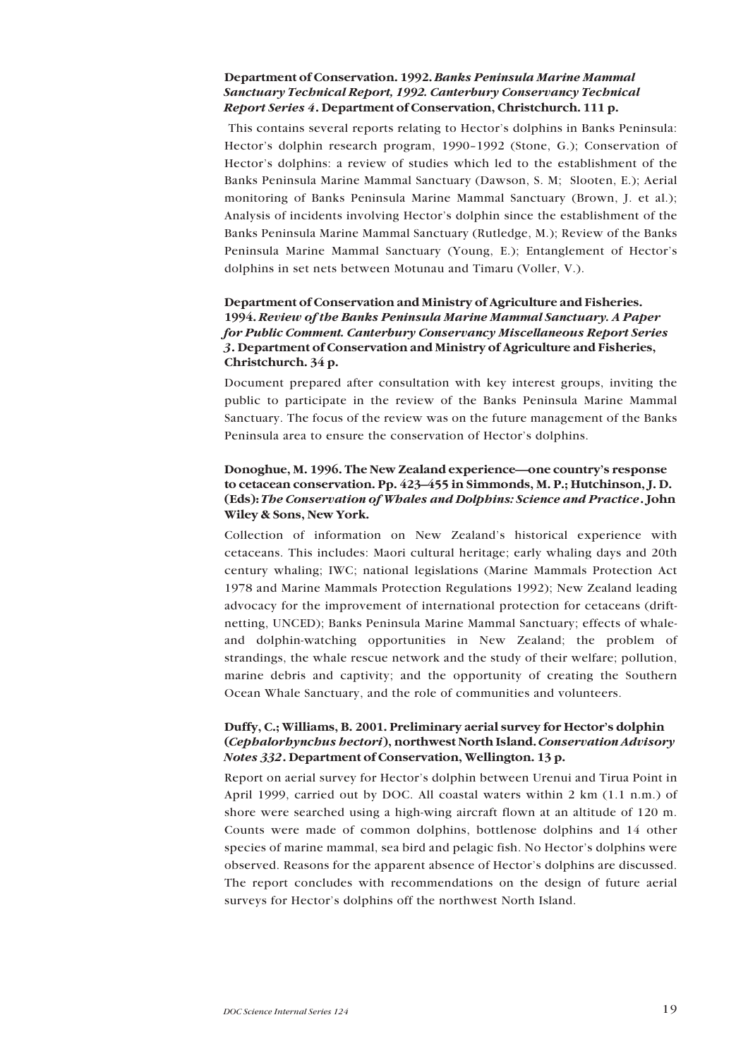**Department of Conservation. 1992. *Banks Peninsula Marine Mammal Sanctuary Technical Report, 1992. Canterbury Conservancy Technical Report Series 4*. Department of Conservation, Christchurch. 111 p.**

This contains several reports relating to Hector's dolphins in Banks Peninsula: Hector's dolphin research program, 1990–1992 (Stone, G.); Conservation of Hector's dolphins: a review of studies which led to the establishment of the Banks Peninsula Marine Mammal Sanctuary (Dawson, S. M; Slooten, E.); Aerial monitoring of Banks Peninsula Marine Mammal Sanctuary (Brown, J. et al.); Analysis of incidents involving Hector's dolphin since the establishment of the Banks Peninsula Marine Mammal Sanctuary (Rutledge, M.); Review of the Banks Peninsula Marine Mammal Sanctuary (Young, E.); Entanglement of Hector's dolphins in set nets between Motunau and Timaru (Voller, V.).

**Department of Conservation and Ministry of Agriculture and Fisheries. 1994. *Review of the Banks Peninsula Marine Mammal Sanctuary. A Paper for Public Comment. Canterbury Conservancy Miscellaneous Report Series 3*. Department of Conservation and Ministry of Agriculture and Fisheries, Christchurch. 34 p.**

Document prepared after consultation with key interest groups, inviting the public to participate in the review of the Banks Peninsula Marine Mammal Sanctuary. The focus of the review was on the future management of the Banks Peninsula area to ensure the conservation of Hector's dolphins.

**Donoghue, M. 1996. The New Zealand experience—one country's response to cetacean conservation. Pp. 423–455 in Simmonds, M. P.; Hutchinson, J. D. (Eds): *The Conservation of Whales and Dolphins: Science and Practice*. John Wiley & Sons, New York.**

Collection of information on New Zealand's historical experience with cetaceans. This includes: Maori cultural heritage; early whaling days and 20th century whaling; IWC; national legislations (Marine Mammals Protection Act 1978 and Marine Mammals Protection Regulations 1992); New Zealand leading advocacy for the improvement of international protection for cetaceans (drift-netting, UNCED); Banks Peninsula Marine Mammal Sanctuary; effects of whale- and dolphin-watching opportunities in New Zealand; the problem of strandings, the whale rescue network and the study of their welfare; pollution, marine debris and captivity; and the opportunity of creating the Southern Ocean Whale Sanctuary, and the role of communities and volunteers.

**Duffy, C.; Williams, B. 2001. Preliminary aerial survey for Hector's dolphin (*Cephalorhynchus hectori*), northwest North Island. *Conservation Advisory Notes 332*. Department of Conservation, Wellington. 13 p.**

Report on aerial survey for Hector's dolphin between Urenui and Tirua Point in April 1999, carried out by DOC. All coastal waters within 2 km (1.1 n.m.) of shore were searched using a high-wing aircraft flown at an altitude of 120 m. Counts were made of common dolphins, bottlenose dolphins and 14 other species of marine mammal, sea bird and pelagic fish. No Hector's dolphins were observed. Reasons for the apparent absence of Hector's dolphins are discussed. The report concludes with recommendations on the design of future aerial surveys for Hector's dolphins off the northwest North Island.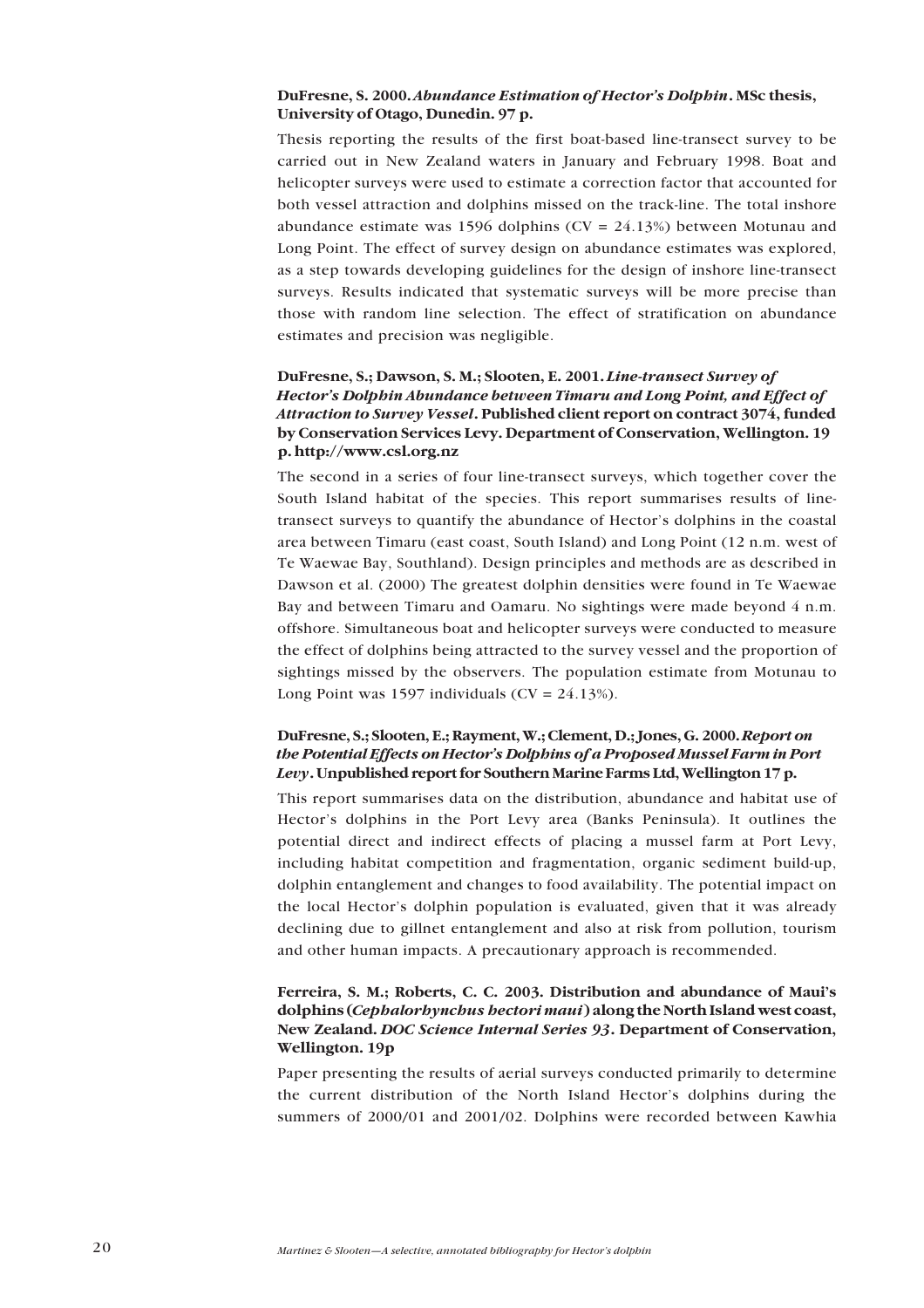**DuFresne, S. 2000. *Abundance Estimation of Hector's Dolphin*. MSc thesis, University of Otago, Dunedin. 97 p.**

Thesis reporting the results of the first boat-based line-transect survey to be carried out in New Zealand waters in January and February 1998. Boat and helicopter surveys were used to estimate a correction factor that accounted for both vessel attraction and dolphins missed on the track-line. The total inshore abundance estimate was 1596 dolphins (CV = 24.13%) between Motunau and Long Point. The effect of survey design on abundance estimates was explored, as a step towards developing guidelines for the design of inshore line-transect surveys. Results indicated that systematic surveys will be more precise than those with random line selection. The effect of stratification on abundance estimates and precision was negligible.

**DuFresne, S.; Dawson, S. M.; Slooten, E. 2001. *Line-transect Survey of Hector's Dolphin Abundance between Timaru and Long Point, and Effect of Attraction to Survey Vessel*. Published client report on contract 3074, funded by Conservation Services Levy. Department of Conservation, Wellington. 19 p. http://www.csl.org.nz**

The second in a series of four line-transect surveys, which together cover the South Island habitat of the species. This report summarises results of line-transect surveys to quantify the abundance of Hector's dolphins in the coastal area between Timaru (east coast, South Island) and Long Point (12 n.m. west of Te Waewae Bay, Southland). Design principles and methods are as described in Dawson et al. (2000) The greatest dolphin densities were found in Te Waewae Bay and between Timaru and Oamaru. No sightings were made beyond 4 n.m. offshore. Simultaneous boat and helicopter surveys were conducted to measure the effect of dolphins being attracted to the survey vessel and the proportion of sightings missed by the observers. The population estimate from Motunau to Long Point was 1597 individuals (CV = 24.13%).

**DuFresne, S.; Slooten, E.; Rayment, W.; Clement, D.; Jones, G. 2000. *Report on the Potential Effects on Hector's Dolphins of a Proposed Mussel Farm in Port Levy*. Unpublished report for Southern Marine Farms Ltd, Wellington 17 p.**

This report summarises data on the distribution, abundance and habitat use of Hector's dolphins in the Port Levy area (Banks Peninsula). It outlines the potential direct and indirect effects of placing a mussel farm at Port Levy, including habitat competition and fragmentation, organic sediment build-up, dolphin entanglement and changes to food availability. The potential impact on the local Hector's dolphin population is evaluated, given that it was already declining due to gillnet entanglement and also at risk from pollution, tourism and other human impacts. A precautionary approach is recommended.

**Ferreira, S. M.; Roberts, C. C. 2003. Distribution and abundance of Maui's dolphins (*Cephalorhynchus hectori maui*) along the North Island west coast, New Zealand. *DOC Science Internal Series 93*. Department of Conservation, Wellington. 19p**

Paper presenting the results of aerial surveys conducted primarily to determine the current distribution of the North Island Hector's dolphins during the summers of 2000/01 and 2001/02. Dolphins were recorded between Kawhia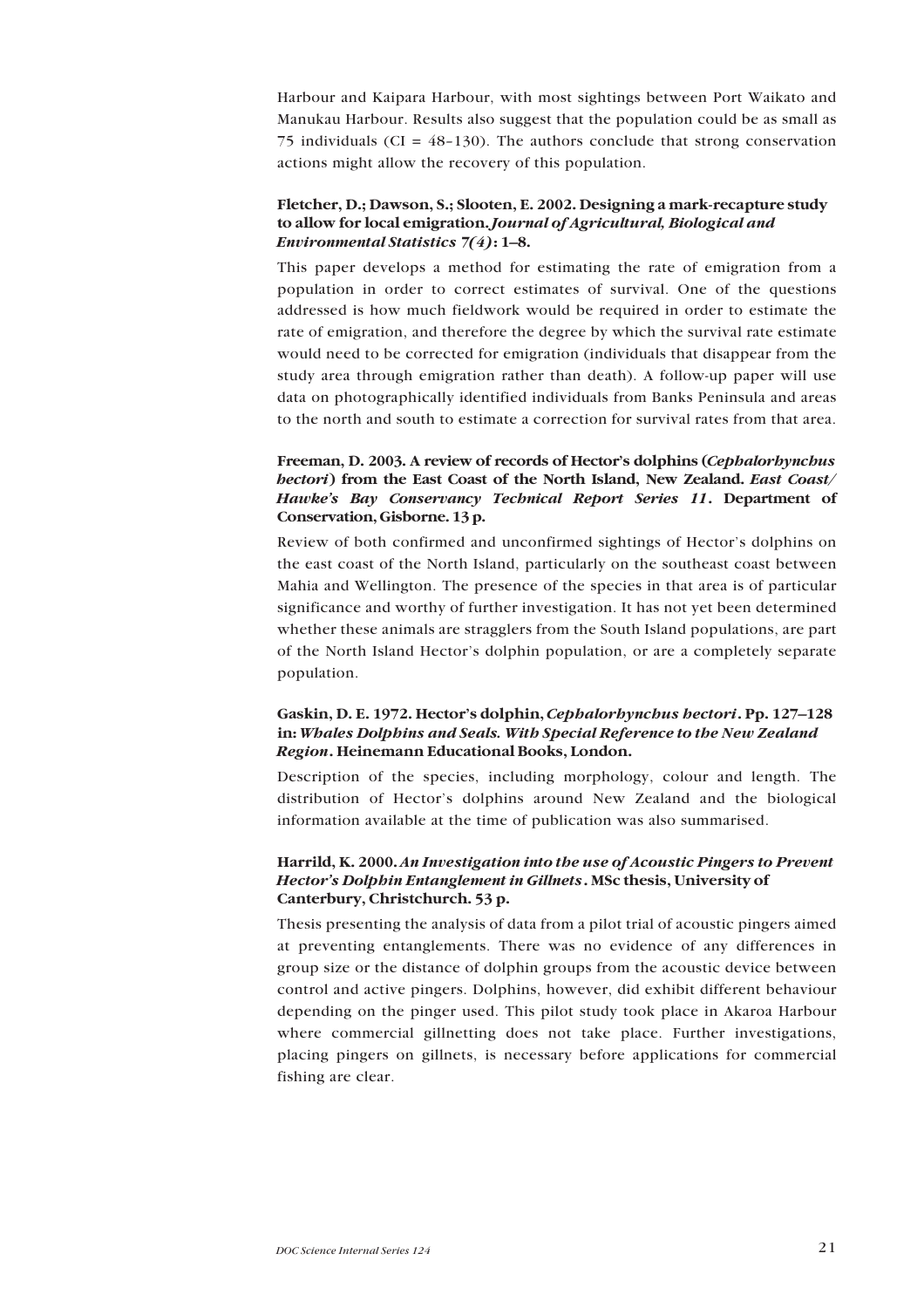Harbour and Kaipara Harbour, with most sightings between Port Waikato and Manukau Harbour. Results also suggest that the population could be as small as 75 individuals (CI = 48–130). The authors conclude that strong conservation actions might allow the recovery of this population.

**Fletcher, D.; Dawson, S.; Slooten, E. 2002. Designing a mark-recapture study to allow for local emigration. *Journal of Agricultural, Biological and Environmental Statistics 7(4)*: 1–8.**

This paper develops a method for estimating the rate of emigration from a population in order to correct estimates of survival. One of the questions addressed is how much fieldwork would be required in order to estimate the rate of emigration, and therefore the degree by which the survival rate estimate would need to be corrected for emigration (individuals that disappear from the study area through emigration rather than death). A follow-up paper will use data on photographically identified individuals from Banks Peninsula and areas to the north and south to estimate a correction for survival rates from that area.

**Freeman, D. 2003. A review of records of Hector's dolphins (*Cephalorhynchus hectori*) from the East Coast of the North Island, New Zealand. *East Coast/ Hawke's Bay Conservancy Technical Report Series 11*. Department of Conservation, Gisborne. 13 p.**

Review of both confirmed and unconfirmed sightings of Hector's dolphins on the east coast of the North Island, particularly on the southeast coast between Mahia and Wellington. The presence of the species in that area is of particular significance and worthy of further investigation. It has not yet been determined whether these animals are stragglers from the South Island populations, are part of the North Island Hector's dolphin population, or are a completely separate population.

**Gaskin, D. E. 1972. Hector's dolphin, *Cephalorhynchus hectori*. Pp. 127–128 in: *Whales Dolphins and Seals. With Special Reference to the New Zealand Region*. Heinemann Educational Books, London.**

Description of the species, including morphology, colour and length. The distribution of Hector's dolphins around New Zealand and the biological information available at the time of publication was also summarised.

**Harrild, K. 2000. *An Investigation into the use of Acoustic Pingers to Prevent Hector's Dolphin Entanglement in Gillnets*. MSc thesis, University of Canterbury, Christchurch. 53 p.**

Thesis presenting the analysis of data from a pilot trial of acoustic pingers aimed at preventing entanglements. There was no evidence of any differences in group size or the distance of dolphin groups from the acoustic device between control and active pingers. Dolphins, however, did exhibit different behaviour depending on the pinger used. This pilot study took place in Akaroa Harbour where commercial gillnetting does not take place. Further investigations, placing pingers on gillnets, is necessary before applications for commercial fishing are clear.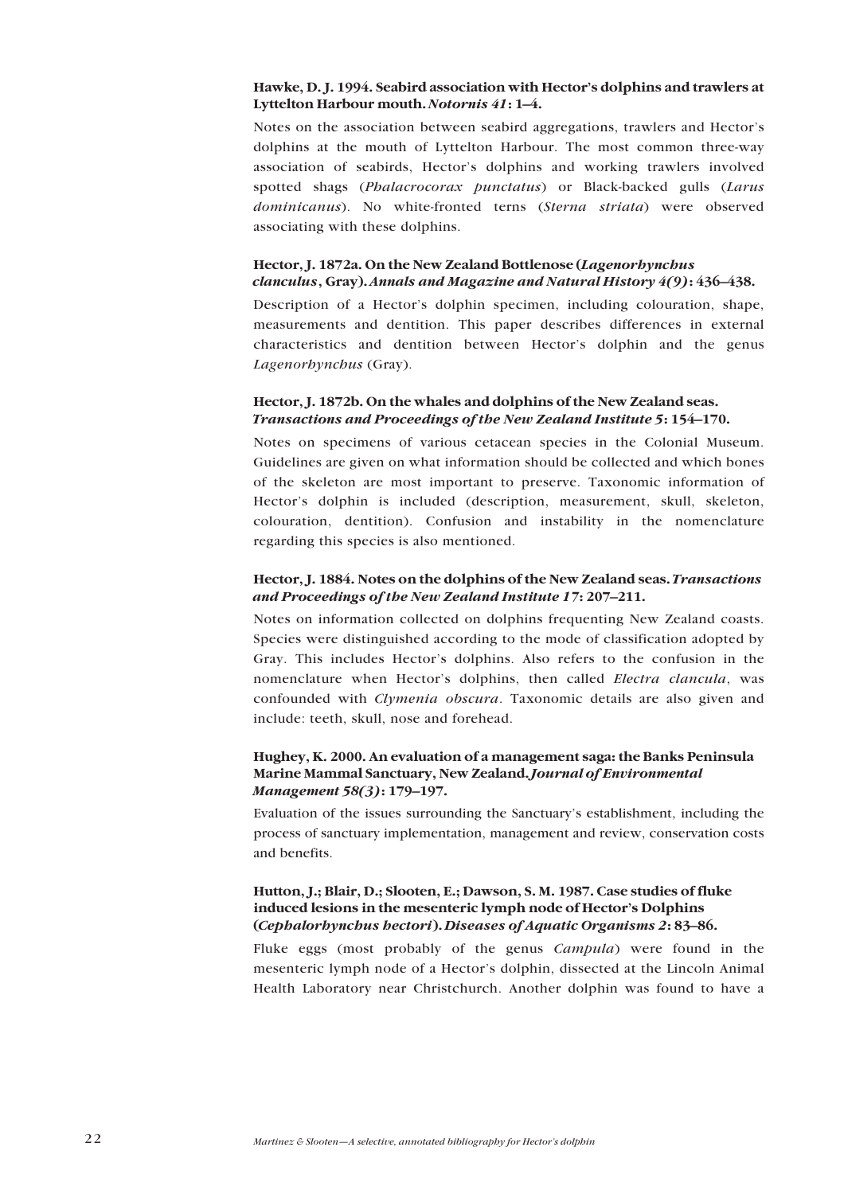**Hawke, D. J. 1994. Seabird association with Hector's dolphins and trawlers at Lyttelton Harbour mouth. *Notornis 41*: 1–4.**

Notes on the association between seabird aggregations, trawlers and Hector's dolphins at the mouth of Lyttelton Harbour. The most common three-way association of seabirds, Hector's dolphins and working trawlers involved spotted shags (*Phalacrocorax punctatus*) or Black-backed gulls (*Larus dominicanus*). No white-fronted terns (*Sterna striata*) were observed associating with these dolphins.

**Hector, J. 1872a. On the New Zealand Bottlenose (*Lagenorhynchus clanculus*, Gray). *Annals and Magazine and Natural History 4(9)*: 436–438.**

Description of a Hector's dolphin specimen, including colouration, shape, measurements and dentition. This paper describes differences in external characteristics and dentition between Hector's dolphin and the genus *Lagenorhynchus* (Gray).

**Hector, J. 1872b. On the whales and dolphins of the New Zealand seas. *Transactions and Proceedings of the New Zealand Institute 5*: 154–170.**

Notes on specimens of various cetacean species in the Colonial Museum. Guidelines are given on what information should be collected and which bones of the skeleton are most important to preserve. Taxonomic information of Hector's dolphin is included (description, measurement, skull, skeleton, colouration, dentition). Confusion and instability in the nomenclature regarding this species is also mentioned.

**Hector, J. 1884. Notes on the dolphins of the New Zealand seas. *Transactions and Proceedings of the New Zealand Institute 17*: 207–211.**

Notes on information collected on dolphins frequenting New Zealand coasts. Species were distinguished according to the mode of classification adopted by Gray. This includes Hector's dolphins. Also refers to the confusion in the nomenclature when Hector's dolphins, then called *Electra clancula*, was confounded with *Clymenia obscura*. Taxonomic details are also given and include: teeth, skull, nose and forehead.

**Hughey, K. 2000. An evaluation of a management saga: the Banks Peninsula Marine Mammal Sanctuary, New Zealand. *Journal of Environmental Management 58(3)*: 179–197.**

Evaluation of the issues surrounding the Sanctuary's establishment, including the process of sanctuary implementation, management and review, conservation costs and benefits.

**Hutton, J.; Blair, D.; Slooten, E.; Dawson, S. M. 1987. Case studies of fluke induced lesions in the mesenteric lymph node of Hector's Dolphins (*Cephalorhynchus hectori*). *Diseases of Aquatic Organisms 2*: 83–86.**

Fluke eggs (most probably of the genus *Campula*) were found in the mesenteric lymph node of a Hector's dolphin, dissected at the Lincoln Animal Health Laboratory near Christchurch. Another dolphin was found to have a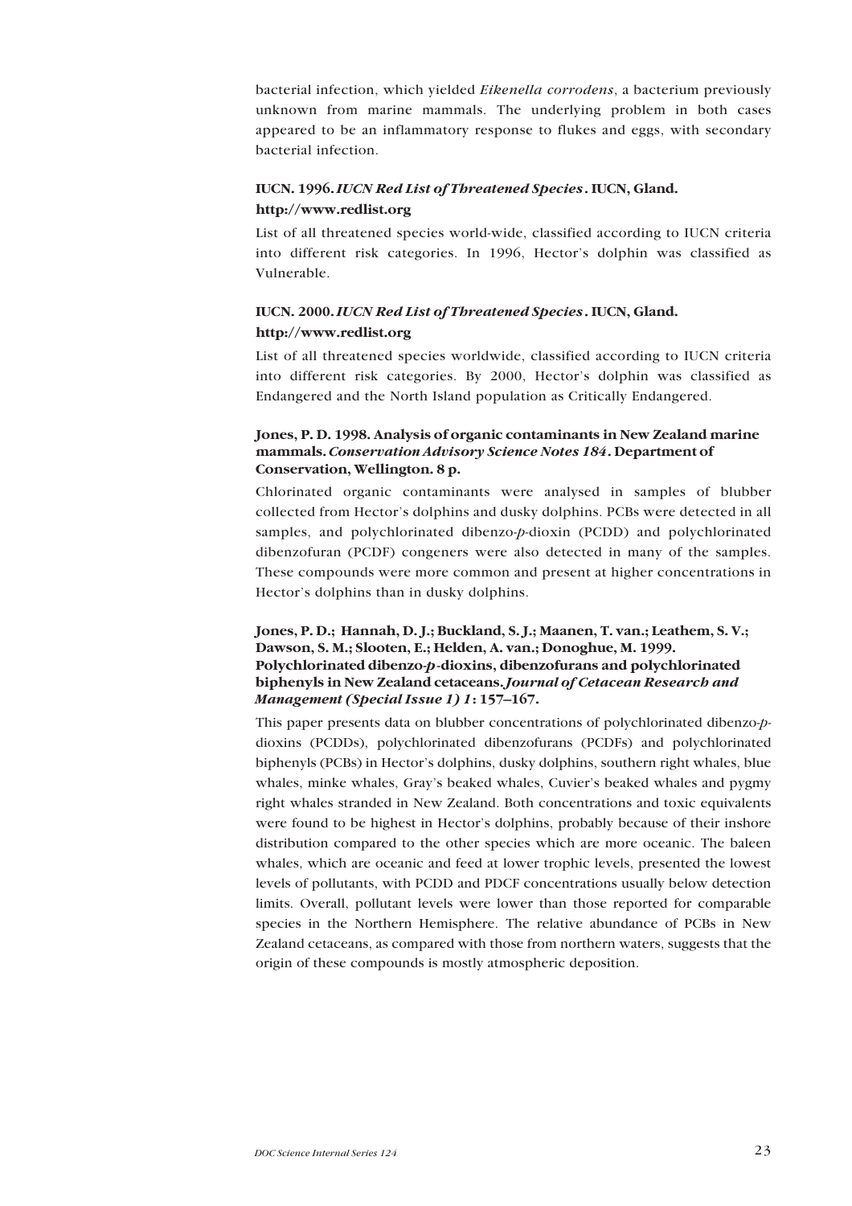bacterial infection, which yielded *Eikenella corrodens*, a bacterium previously unknown from marine mammals. The underlying problem in both cases appeared to be an inflammatory response to flukes and eggs, with secondary bacterial infection.

**IUCN. 1996. *IUCN Red List of Threatened Species*. IUCN, Gland. http://www.redlist.org**

List of all threatened species world-wide, classified according to IUCN criteria into different risk categories. In 1996, Hector's dolphin was classified as Vulnerable.

**IUCN. 2000. *IUCN Red List of Threatened Species*. IUCN, Gland. http://www.redlist.org**

List of all threatened species worldwide, classified according to IUCN criteria into different risk categories. By 2000, Hector's dolphin was classified as Endangered and the North Island population as Critically Endangered.

**Jones, P. D. 1998. Analysis of organic contaminants in New Zealand marine mammals. *Conservation Advisory Science Notes 184*. Department of Conservation, Wellington. 8 p.**

Chlorinated organic contaminants were analysed in samples of blubber collected from Hector's dolphins and dusky dolphins. PCBs were detected in all samples, and polychlorinated dibenzo-*p*-dioxin (PCDD) and polychlorinated dibenzofuran (PCDF) congeners were also detected in many of the samples. These compounds were more common and present at higher concentrations in Hector's dolphins than in dusky dolphins.

**Jones, P. D.; Hannah, D. J.; Buckland, S. J.; Maanen, T. van.; Leathem, S. V.; Dawson, S. M.; Slooten, E.; Helden, A. van.; Donoghue, M. 1999. Polychlorinated dibenzo-*p*-dioxins, dibenzofurans and polychlorinated biphenyls in New Zealand cetaceans. *Journal of Cetacean Research and Management (Special Issue 1) 1*: 157–167.**

This paper presents data on blubber concentrations of polychlorinated dibenzo-*p*-dioxins (PCDDs), polychlorinated dibenzofurans (PCDFs) and polychlorinated biphenyls (PCBs) in Hector's dolphins, dusky dolphins, southern right whales, blue whales, minke whales, Gray's beaked whales, Cuvier's beaked whales and pygmy right whales stranded in New Zealand. Both concentrations and toxic equivalents were found to be highest in Hector's dolphins, probably because of their inshore distribution compared to the other species which are more oceanic. The baleen whales, which are oceanic and feed at lower trophic levels, presented the lowest levels of pollutants, with PCDD and PDCF concentrations usually below detection limits. Overall, pollutant levels were lower than those reported for comparable species in the Northern Hemisphere. The relative abundance of PCBs in New Zealand cetaceans, as compared with those from northern waters, suggests that the origin of these compounds is mostly atmospheric deposition.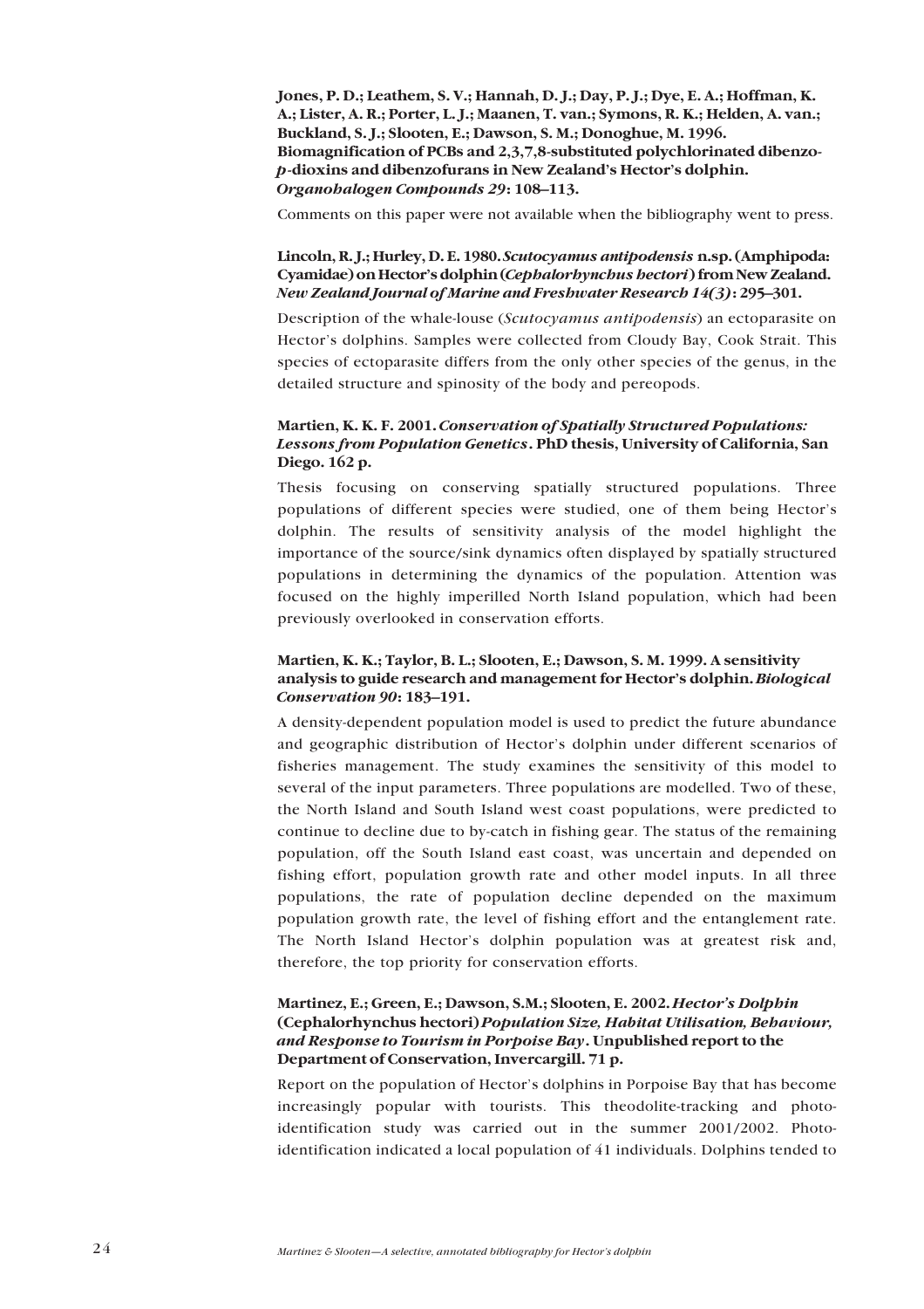**Jones, P. D.; Leathem, S. V.; Hannah, D. J.; Day, P. J.; Dye, E. A.; Hoffman, K. A.; Lister, A. R.; Porter, L. J.; Maanen, T. van.; Symons, R. K.; Helden, A. van.; Buckland, S. J.; Slooten, E.; Dawson, S. M.; Donoghue, M. 1996. Biomagnification of PCBs and 2,3,7,8-substituted polychlorinated dibenzo-*p*-dioxins and dibenzofurans in New Zealand's Hector's dolphin. *Organohalogen Compounds 29*: 108–113.**

Comments on this paper were not available when the bibliography went to press.

**Lincoln, R. J.; Hurley, D. E. 1980. *Scutocyamus antipodensis* n.sp. (Amphipoda: Cyamidae) on Hector's dolphin (*Cephalorhynchus hectori*) from New Zealand. *New Zealand Journal of Marine and Freshwater Research 14(3)*: 295–301.**

Description of the whale-louse (*Scutocyamus antipodensis*) an ectoparasite on Hector's dolphins. Samples were collected from Cloudy Bay, Cook Strait. This species of ectoparasite differs from the only other species of the genus, in the detailed structure and spinosity of the body and pereopods.

**Martien, K. K. F. 2001. *Conservation of Spatially Structured Populations: Lessons from Population Genetics*. PhD thesis, University of California, San Diego. 162 p.**

Thesis focusing on conserving spatially structured populations. Three populations of different species were studied, one of them being Hector's dolphin. The results of sensitivity analysis of the model highlight the importance of the source/sink dynamics often displayed by spatially structured populations in determining the dynamics of the population. Attention was focused on the highly imperilled North Island population, which had been previously overlooked in conservation efforts.

**Martien, K. K.; Taylor, B. L.; Slooten, E.; Dawson, S. M. 1999. A sensitivity analysis to guide research and management for Hector's dolphin. *Biological Conservation 90*: 183–191.**

A density-dependent population model is used to predict the future abundance and geographic distribution of Hector's dolphin under different scenarios of fisheries management. The study examines the sensitivity of this model to several of the input parameters. Three populations are modelled. Two of these, the North Island and South Island west coast populations, were predicted to continue to decline due to by-catch in fishing gear. The status of the remaining population, off the South Island east coast, was uncertain and depended on fishing effort, population growth rate and other model inputs. In all three populations, the rate of population decline depended on the maximum population growth rate, the level of fishing effort and the entanglement rate. The North Island Hector's dolphin population was at greatest risk and, therefore, the top priority for conservation efforts.

**Martinez, E.; Green, E.; Dawson, S.M.; Slooten, E. 2002. *Hector's Dolphin* (Cephalorhynchus hectori) *Population Size, Habitat Utilisation, Behaviour, and Response to Tourism in Porpoise Bay*. Unpublished report to the Department of Conservation, Invercargill. 71 p.**

Report on the population of Hector's dolphins in Porpoise Bay that has become increasingly popular with tourists. This theodolite-tracking and photo-identification study was carried out in the summer 2001/2002. Photo-identification indicated a local population of 41 individuals. Dolphins tended to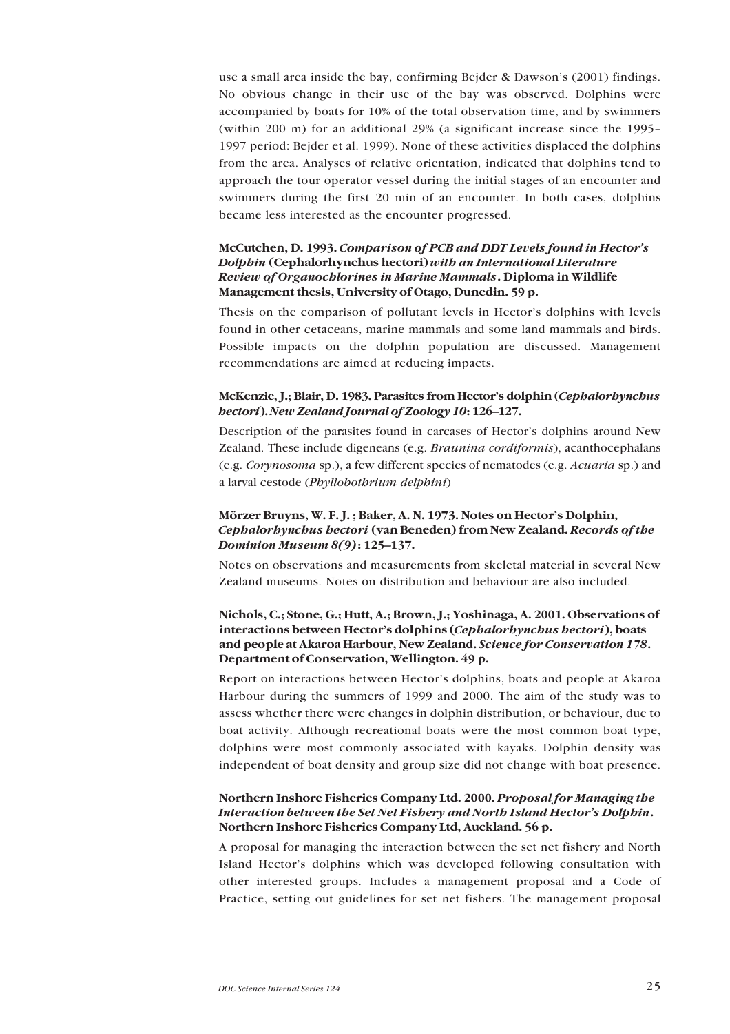use a small area inside the bay, confirming Bejder & Dawson's (2001) findings. No obvious change in their use of the bay was observed. Dolphins were accompanied by boats for 10% of the total observation time, and by swimmers (within 200 m) for an additional 29% (a significant increase since the 1995–1997 period: Bejder et al. 1999). None of these activities displaced the dolphins from the area. Analyses of relative orientation, indicated that dolphins tend to approach the tour operator vessel during the initial stages of an encounter and swimmers during the first 20 min of an encounter. In both cases, dolphins became less interested as the encounter progressed.

**McCutchen, D. 1993. *Comparison of PCB and DDT Levels found in Hector's Dolphin* (Cephalorhynchus hectori) *with an International Literature Review of Organochlorines in Marine Mammals*. Diploma in Wildlife Management thesis, University of Otago, Dunedin. 59 p.**

Thesis on the comparison of pollutant levels in Hector's dolphins with levels found in other cetaceans, marine mammals and some land mammals and birds. Possible impacts on the dolphin population are discussed. Management recommendations are aimed at reducing impacts.

**McKenzie, J.; Blair, D. 1983. Parasites from Hector's dolphin (*Cephalorhynchus hectori*). *New Zealand Journal of Zoology 10*: 126–127.**

Description of the parasites found in carcases of Hector's dolphins around New Zealand. These include digeneans (e.g. *Braunina cordiformis*), acanthocephalans (e.g. *Corynosoma* sp.), a few different species of nematodes (e.g. *Acuaria* sp.) and a larval cestode (*Phyllobothrium delphini*)

**Mörzer Bruyns, W. F. J. ; Baker, A. N. 1973. Notes on Hector's Dolphin, *Cephalorhynchus hectori* (van Beneden) from New Zealand. *Records of the Dominion Museum 8(9)*: 125–137.**

Notes on observations and measurements from skeletal material in several New Zealand museums. Notes on distribution and behaviour are also included.

**Nichols, C.; Stone, G.; Hutt, A.; Brown, J.; Yoshinaga, A. 2001. Observations of interactions between Hector's dolphins (*Cephalorhynchus hectori*), boats and people at Akaroa Harbour, New Zealand. *Science for Conservation 178*. Department of Conservation, Wellington. 49 p.**

Report on interactions between Hector's dolphins, boats and people at Akaroa Harbour during the summers of 1999 and 2000. The aim of the study was to assess whether there were changes in dolphin distribution, or behaviour, due to boat activity. Although recreational boats were the most common boat type, dolphins were most commonly associated with kayaks. Dolphin density was independent of boat density and group size did not change with boat presence.

**Northern Inshore Fisheries Company Ltd. 2000. *Proposal for Managing the Interaction between the Set Net Fishery and North Island Hector's Dolphin*. Northern Inshore Fisheries Company Ltd, Auckland. 56 p.**

A proposal for managing the interaction between the set net fishery and North Island Hector's dolphins which was developed following consultation with other interested groups. Includes a management proposal and a Code of Practice, setting out guidelines for set net fishers. The management proposal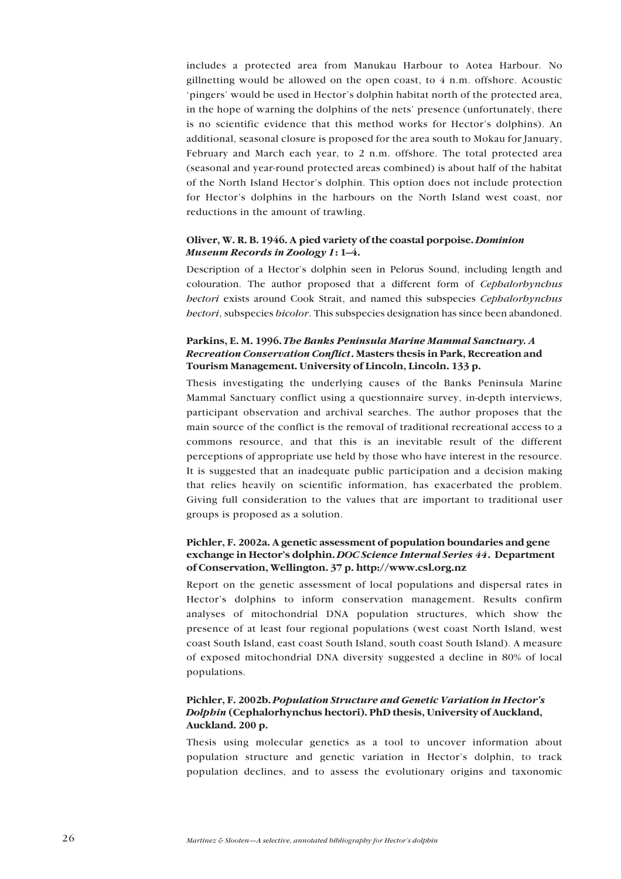includes a protected area from Manukau Harbour to Aotea Harbour. No gillnetting would be allowed on the open coast, to 4 n.m. offshore. Acoustic 'pingers' would be used in Hector's dolphin habitat north of the protected area, in the hope of warning the dolphins of the nets' presence (unfortunately, there is no scientific evidence that this method works for Hector's dolphins). An additional, seasonal closure is proposed for the area south to Mokau for January, February and March each year, to 2 n.m. offshore. The total protected area (seasonal and year-round protected areas combined) is about half of the habitat of the North Island Hector's dolphin. This option does not include protection for Hector's dolphins in the harbours on the North Island west coast, nor reductions in the amount of trawling.

**Oliver, W. R. B. 1946. A pied variety of the coastal porpoise. *Dominion Museum Records in Zoology 1*: 1–4.**

Description of a Hector's dolphin seen in Pelorus Sound, including length and colouration. The author proposed that a different form of *Cephalorhynchus hectori* exists around Cook Strait, and named this subspecies *Cephalorhynchus hectori*, subspecies *bicolor*. This subspecies designation has since been abandoned.

**Parkins, E. M. 1996. *The Banks Peninsula Marine Mammal Sanctuary. A Recreation Conservation Conflict*. Masters thesis in Park, Recreation and Tourism Management. University of Lincoln, Lincoln. 133 p.**

Thesis investigating the underlying causes of the Banks Peninsula Marine Mammal Sanctuary conflict using a questionnaire survey, in-depth interviews, participant observation and archival searches. The author proposes that the main source of the conflict is the removal of traditional recreational access to a commons resource, and that this is an inevitable result of the different perceptions of appropriate use held by those who have interest in the resource. It is suggested that an inadequate public participation and a decision making that relies heavily on scientific information, has exacerbated the problem. Giving full consideration to the values that are important to traditional user groups is proposed as a solution.

**Pichler, F. 2002a. A genetic assessment of population boundaries and gene exchange in Hector's dolphin. *DOC Science Internal Series 44*. Department of Conservation, Wellington. 37 p. http://www.csl.org.nz**

Report on the genetic assessment of local populations and dispersal rates in Hector's dolphins to inform conservation management. Results confirm analyses of mitochondrial DNA population structures, which show the presence of at least four regional populations (west coast North Island, west coast South Island, east coast South Island, south coast South Island). A measure of exposed mitochondrial DNA diversity suggested a decline in 80% of local populations.

**Pichler, F. 2002b. *Population Structure and Genetic Variation in Hector's Dolphin* (Cephalorhynchus hectori). PhD thesis, University of Auckland, Auckland. 200 p.**

Thesis using molecular genetics as a tool to uncover information about population structure and genetic variation in Hector's dolphin, to track population declines, and to assess the evolutionary origins and taxonomic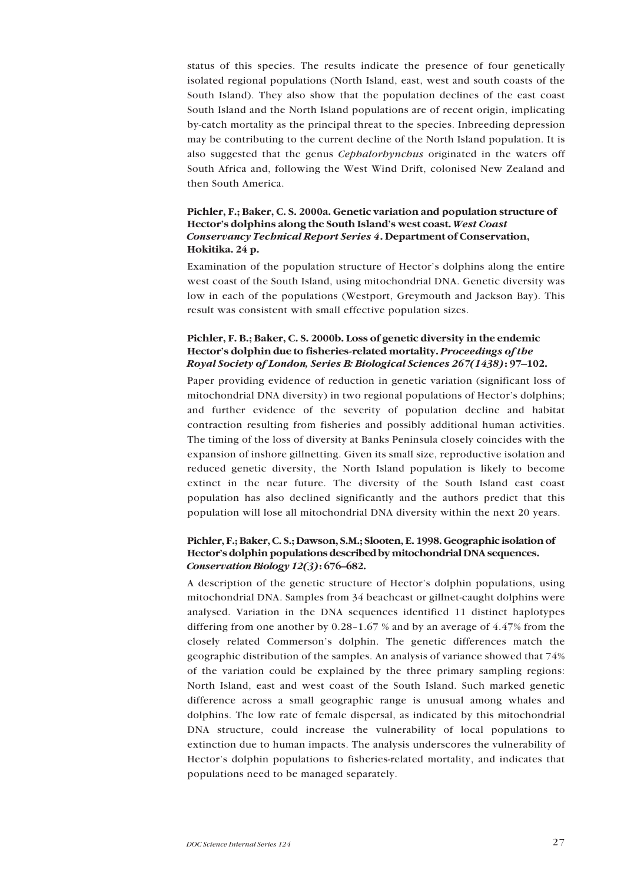status of this species. The results indicate the presence of four genetically isolated regional populations (North Island, east, west and south coasts of the South Island). They also show that the population declines of the east coast South Island and the North Island populations are of recent origin, implicating by-catch mortality as the principal threat to the species. Inbreeding depression may be contributing to the current decline of the North Island population. It is also suggested that the genus *Cephalorhynchus* originated in the waters off South Africa and, following the West Wind Drift, colonised New Zealand and then South America.

**Pichler, F.; Baker, C. S. 2000a. Genetic variation and population structure of Hector's dolphins along the South Island's west coast. *West Coast Conservancy Technical Report Series 4*. Department of Conservation, Hokitika. 24 p.**

Examination of the population structure of Hector's dolphins along the entire west coast of the South Island, using mitochondrial DNA. Genetic diversity was low in each of the populations (Westport, Greymouth and Jackson Bay). This result was consistent with small effective population sizes.

**Pichler, F. B.; Baker, C. S. 2000b. Loss of genetic diversity in the endemic Hector's dolphin due to fisheries-related mortality. *Proceedings of the Royal Society of London, Series B: Biological Sciences 267(1438)*: 97–102.**

Paper providing evidence of reduction in genetic variation (significant loss of mitochondrial DNA diversity) in two regional populations of Hector's dolphins; and further evidence of the severity of population decline and habitat contraction resulting from fisheries and possibly additional human activities. The timing of the loss of diversity at Banks Peninsula closely coincides with the expansion of inshore gillnetting. Given its small size, reproductive isolation and reduced genetic diversity, the North Island population is likely to become extinct in the near future. The diversity of the South Island east coast population has also declined significantly and the authors predict that this population will lose all mitochondrial DNA diversity within the next 20 years.

**Pichler, F.; Baker, C. S.; Dawson, S.M.; Slooten, E. 1998. Geographic isolation of Hector's dolphin populations described by mitochondrial DNA sequences. *Conservation Biology 12(3)*: 676–682.**

A description of the genetic structure of Hector's dolphin populations, using mitochondrial DNA. Samples from 34 beachcast or gillnet-caught dolphins were analysed. Variation in the DNA sequences identified 11 distinct haplotypes differing from one another by 0.28–1.67 % and by an average of 4.47% from the closely related Commerson's dolphin. The genetic differences match the geographic distribution of the samples. An analysis of variance showed that 74% of the variation could be explained by the three primary sampling regions: North Island, east and west coast of the South Island. Such marked genetic difference across a small geographic range is unusual among whales and dolphins. The low rate of female dispersal, as indicated by this mitochondrial DNA structure, could increase the vulnerability of local populations to extinction due to human impacts. The analysis underscores the vulnerability of Hector's dolphin populations to fisheries-related mortality, and indicates that populations need to be managed separately.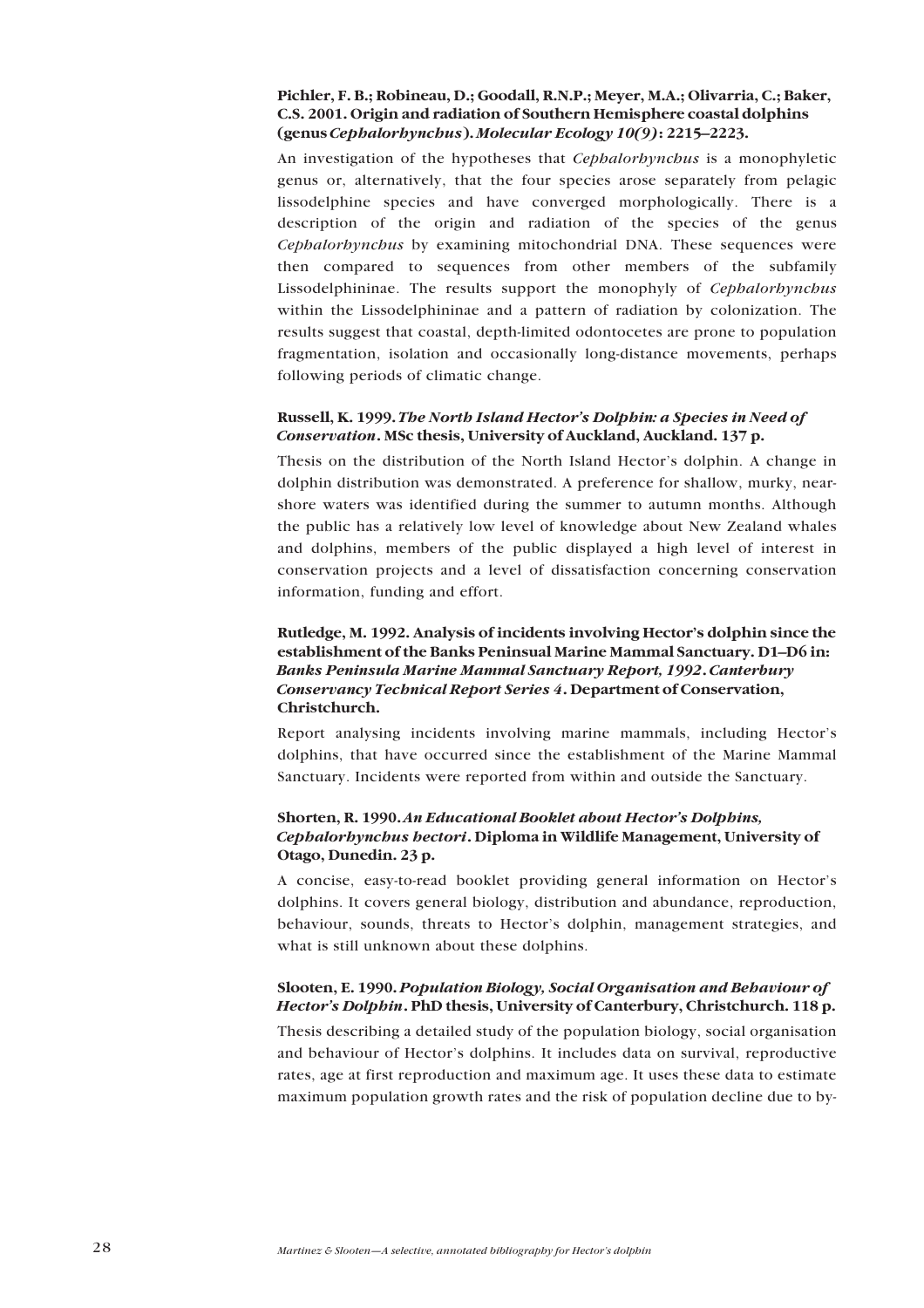**Pichler, F. B.; Robineau, D.; Goodall, R.N.P.; Meyer, M.A.; Olivarria, C.; Baker, C.S. 2001. Origin and radiation of Southern Hemisphere coastal dolphins (genus *Cephalorhynchus*). *Molecular Ecology 10(9)*: 2215–2223.**

An investigation of the hypotheses that *Cephalorhynchus* is a monophyletic genus or, alternatively, that the four species arose separately from pelagic lissodelphine species and have converged morphologically. There is a description of the origin and radiation of the species of the genus *Cephalorhynchus* by examining mitochondrial DNA. These sequences were then compared to sequences from other members of the subfamily Lissodelphininae. The results support the monophyly of *Cephalorhynchus* within the Lissodelphininae and a pattern of radiation by colonization. The results suggest that coastal, depth-limited odontocetes are prone to population fragmentation, isolation and occasionally long-distance movements, perhaps following periods of climatic change.

**Russell, K. 1999. *The North Island Hector's Dolphin: a Species in Need of Conservation*. MSc thesis, University of Auckland, Auckland. 137 p.**

Thesis on the distribution of the North Island Hector's dolphin. A change in dolphin distribution was demonstrated. A preference for shallow, murky, near-shore waters was identified during the summer to autumn months. Although the public has a relatively low level of knowledge about New Zealand whales and dolphins, members of the public displayed a high level of interest in conservation projects and a level of dissatisfaction concerning conservation information, funding and effort.

**Rutledge, M. 1992. Analysis of incidents involving Hector's dolphin since the establishment of the Banks Peninsual Marine Mammal Sanctuary. D1–D6 in: *Banks Peninsula Marine Mammal Sanctuary Report, 1992*. *Canterbury Conservancy Technical Report Series 4*. Department of Conservation, Christchurch.**

Report analysing incidents involving marine mammals, including Hector's dolphins, that have occurred since the establishment of the Marine Mammal Sanctuary. Incidents were reported from within and outside the Sanctuary.

**Shorten, R. 1990. *An Educational Booklet about Hector's Dolphins, Cephalorhynchus hectori*. Diploma in Wildlife Management, University of Otago, Dunedin. 23 p.**

A concise, easy-to-read booklet providing general information on Hector's dolphins. It covers general biology, distribution and abundance, reproduction, behaviour, sounds, threats to Hector's dolphin, management strategies, and what is still unknown about these dolphins.

**Slooten, E. 1990. *Population Biology, Social Organisation and Behaviour of Hector's Dolphin*. PhD thesis, University of Canterbury, Christchurch. 118 p.**

Thesis describing a detailed study of the population biology, social organisation and behaviour of Hector's dolphins. It includes data on survival, reproductive rates, age at first reproduction and maximum age. It uses these data to estimate maximum population growth rates and the risk of population decline due to by-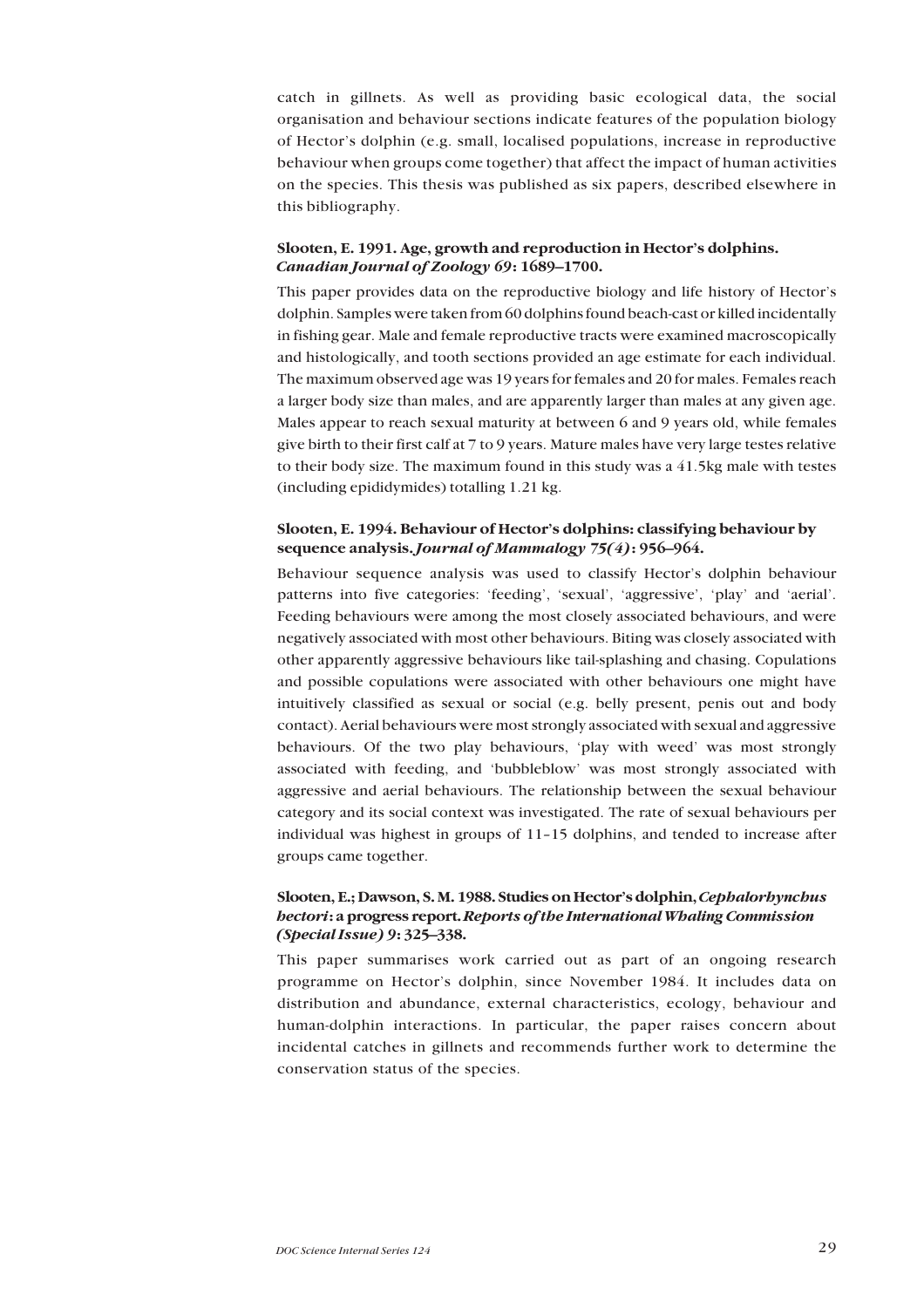catch in gillnets. As well as providing basic ecological data, the social organisation and behaviour sections indicate features of the population biology of Hector's dolphin (e.g. small, localised populations, increase in reproductive behaviour when groups come together) that affect the impact of human activities on the species. This thesis was published as six papers, described elsewhere in this bibliography.

**Slooten, E. 1991. Age, growth and reproduction in Hector's dolphins. *Canadian Journal of Zoology 69*: 1689–1700.**

This paper provides data on the reproductive biology and life history of Hector's dolphin. Samples were taken from 60 dolphins found beach-cast or killed incidentally in fishing gear. Male and female reproductive tracts were examined macroscopically and histologically, and tooth sections provided an age estimate for each individual. The maximum observed age was 19 years for females and 20 for males. Females reach a larger body size than males, and are apparently larger than males at any given age. Males appear to reach sexual maturity at between 6 and 9 years old, while females give birth to their first calf at 7 to 9 years. Mature males have very large testes relative to their body size. The maximum found in this study was a 41.5kg male with testes (including epididymides) totalling 1.21 kg.

**Slooten, E. 1994. Behaviour of Hector's dolphins: classifying behaviour by sequence analysis. *Journal of Mammalogy 75(4)*: 956–964.**

Behaviour sequence analysis was used to classify Hector's dolphin behaviour patterns into five categories: 'feeding', 'sexual', 'aggressive', 'play' and 'aerial'. Feeding behaviours were among the most closely associated behaviours, and were negatively associated with most other behaviours. Biting was closely associated with other apparently aggressive behaviours like tail-splashing and chasing. Copulations and possible copulations were associated with other behaviours one might have intuitively classified as sexual or social (e.g. belly present, penis out and body contact). Aerial behaviours were most strongly associated with sexual and aggressive behaviours. Of the two play behaviours, 'play with weed' was most strongly associated with feeding, and 'bubbleblow' was most strongly associated with aggressive and aerial behaviours. The relationship between the sexual behaviour category and its social context was investigated. The rate of sexual behaviours per individual was highest in groups of 11–15 dolphins, and tended to increase after groups came together.

**Slooten, E.; Dawson, S. M. 1988. Studies on Hector's dolphin, *Cephalorhynchus hectori*: a progress report. *Reports of the International Whaling Commission (Special Issue) 9*: 325–338.**

This paper summarises work carried out as part of an ongoing research programme on Hector's dolphin, since November 1984. It includes data on distribution and abundance, external characteristics, ecology, behaviour and human-dolphin interactions. In particular, the paper raises concern about incidental catches in gillnets and recommends further work to determine the conservation status of the species.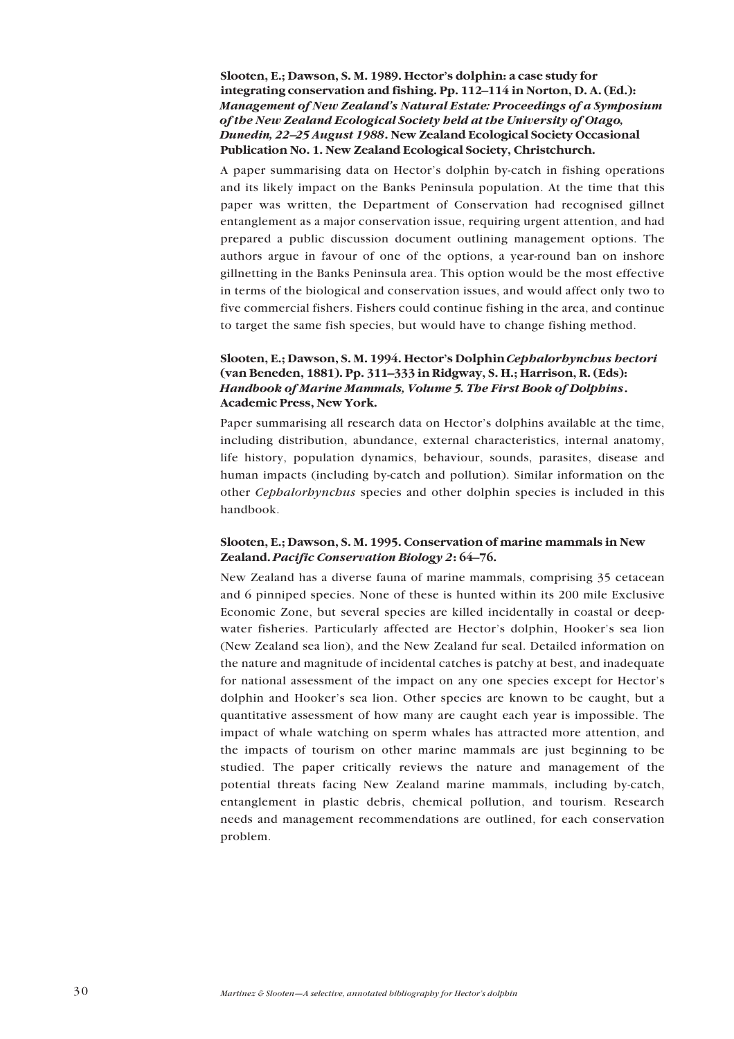**Slooten, E.; Dawson, S. M. 1989. Hector's dolphin: a case study for integrating conservation and fishing. Pp. 112–114 in Norton, D. A. (Ed.): *Management of New Zealand's Natural Estate: Proceedings of a Symposium of the New Zealand Ecological Society held at the University of Otago, Dunedin, 22–25 August 1988*. New Zealand Ecological Society Occasional Publication No. 1. New Zealand Ecological Society, Christchurch.**

A paper summarising data on Hector's dolphin by-catch in fishing operations and its likely impact on the Banks Peninsula population. At the time that this paper was written, the Department of Conservation had recognised gillnet entanglement as a major conservation issue, requiring urgent attention, and had prepared a public discussion document outlining management options. The authors argue in favour of one of the options, a year-round ban on inshore gillnetting in the Banks Peninsula area. This option would be the most effective in terms of the biological and conservation issues, and would affect only two to five commercial fishers. Fishers could continue fishing in the area, and continue to target the same fish species, but would have to change fishing method.

**Slooten, E.; Dawson, S. M. 1994. Hector's Dolphin *Cephalorhynchus hectori* (van Beneden, 1881). Pp. 311–333 in Ridgway, S. H.; Harrison, R. (Eds): *Handbook of Marine Mammals, Volume 5. The First Book of Dolphins*. Academic Press, New York.**

Paper summarising all research data on Hector's dolphins available at the time, including distribution, abundance, external characteristics, internal anatomy, life history, population dynamics, behaviour, sounds, parasites, disease and human impacts (including by-catch and pollution). Similar information on the other *Cephalorhynchus* species and other dolphin species is included in this handbook.

**Slooten, E.; Dawson, S. M. 1995. Conservation of marine mammals in New Zealand. *Pacific Conservation Biology 2*: 64–76.**

New Zealand has a diverse fauna of marine mammals, comprising 35 cetacean and 6 pinniped species. None of these is hunted within its 200 mile Exclusive Economic Zone, but several species are killed incidentally in coastal or deep-water fisheries. Particularly affected are Hector's dolphin, Hooker's sea lion (New Zealand sea lion), and the New Zealand fur seal. Detailed information on the nature and magnitude of incidental catches is patchy at best, and inadequate for national assessment of the impact on any one species except for Hector's dolphin and Hooker's sea lion. Other species are known to be caught, but a quantitative assessment of how many are caught each year is impossible. The impact of whale watching on sperm whales has attracted more attention, and the impacts of tourism on other marine mammals are just beginning to be studied. The paper critically reviews the nature and management of the potential threats facing New Zealand marine mammals, including by-catch, entanglement in plastic debris, chemical pollution, and tourism. Research needs and management recommendations are outlined, for each conservation problem.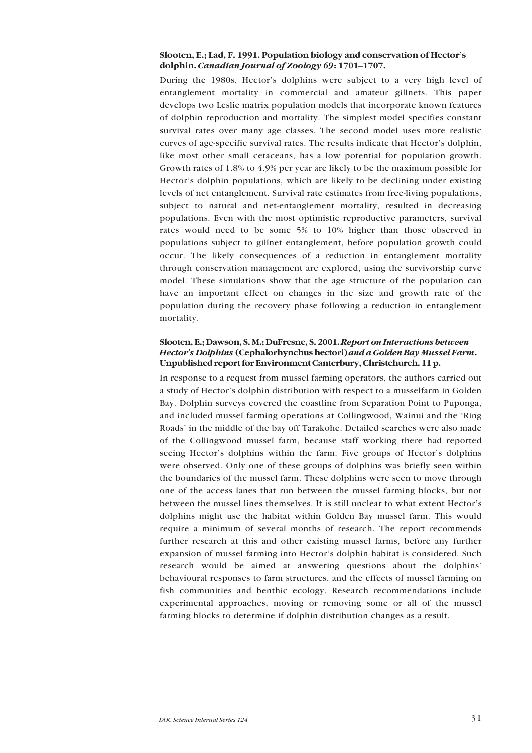**Slooten, E.; Lad, F. 1991. Population biology and conservation of Hector's dolphin. *Canadian Journal of Zoology 69*: 1701–1707.**

During the 1980s, Hector's dolphins were subject to a very high level of entanglement mortality in commercial and amateur gillnets. This paper develops two Leslie matrix population models that incorporate known features of dolphin reproduction and mortality. The simplest model specifies constant survival rates over many age classes. The second model uses more realistic curves of age-specific survival rates. The results indicate that Hector's dolphin, like most other small cetaceans, has a low potential for population growth. Growth rates of 1.8% to 4.9% per year are likely to be the maximum possible for Hector's dolphin populations, which are likely to be declining under existing levels of net entanglement. Survival rate estimates from free-living populations, subject to natural and net-entanglement mortality, resulted in decreasing populations. Even with the most optimistic reproductive parameters, survival rates would need to be some 5% to 10% higher than those observed in populations subject to gillnet entanglement, before population growth could occur. The likely consequences of a reduction in entanglement mortality through conservation management are explored, using the survivorship curve model. These simulations show that the age structure of the population can have an important effect on changes in the size and growth rate of the population during the recovery phase following a reduction in entanglement mortality.

**Slooten, E.; Dawson, S. M.; DuFresne, S. 2001. *Report on Interactions between Hector's Dolphins* (Cephalorhynchus hectori) *and a Golden Bay Mussel Farm*. Unpublished report for Environment Canterbury, Christchurch. 11 p.**

In response to a request from mussel farming operators, the authors carried out a study of Hector's dolphin distribution with respect to a musselfarm in Golden Bay. Dolphin surveys covered the coastline from Separation Point to Puponga, and included mussel farming operations at Collingwood, Wainui and the 'Ring Roads' in the middle of the bay off Tarakohe. Detailed searches were also made of the Collingwood mussel farm, because staff working there had reported seeing Hector's dolphins within the farm. Five groups of Hector's dolphins were observed. Only one of these groups of dolphins was briefly seen within the boundaries of the mussel farm. These dolphins were seen to move through one of the access lanes that run between the mussel farming blocks, but not between the mussel lines themselves. It is still unclear to what extent Hector's dolphins might use the habitat within Golden Bay mussel farm. This would require a minimum of several months of research. The report recommends further research at this and other existing mussel farms, before any further expansion of mussel farming into Hector's dolphin habitat is considered. Such research would be aimed at answering questions about the dolphins' behavioural responses to farm structures, and the effects of mussel farming on fish communities and benthic ecology. Research recommendations include experimental approaches, moving or removing some or all of the mussel farming blocks to determine if dolphin distribution changes as a result.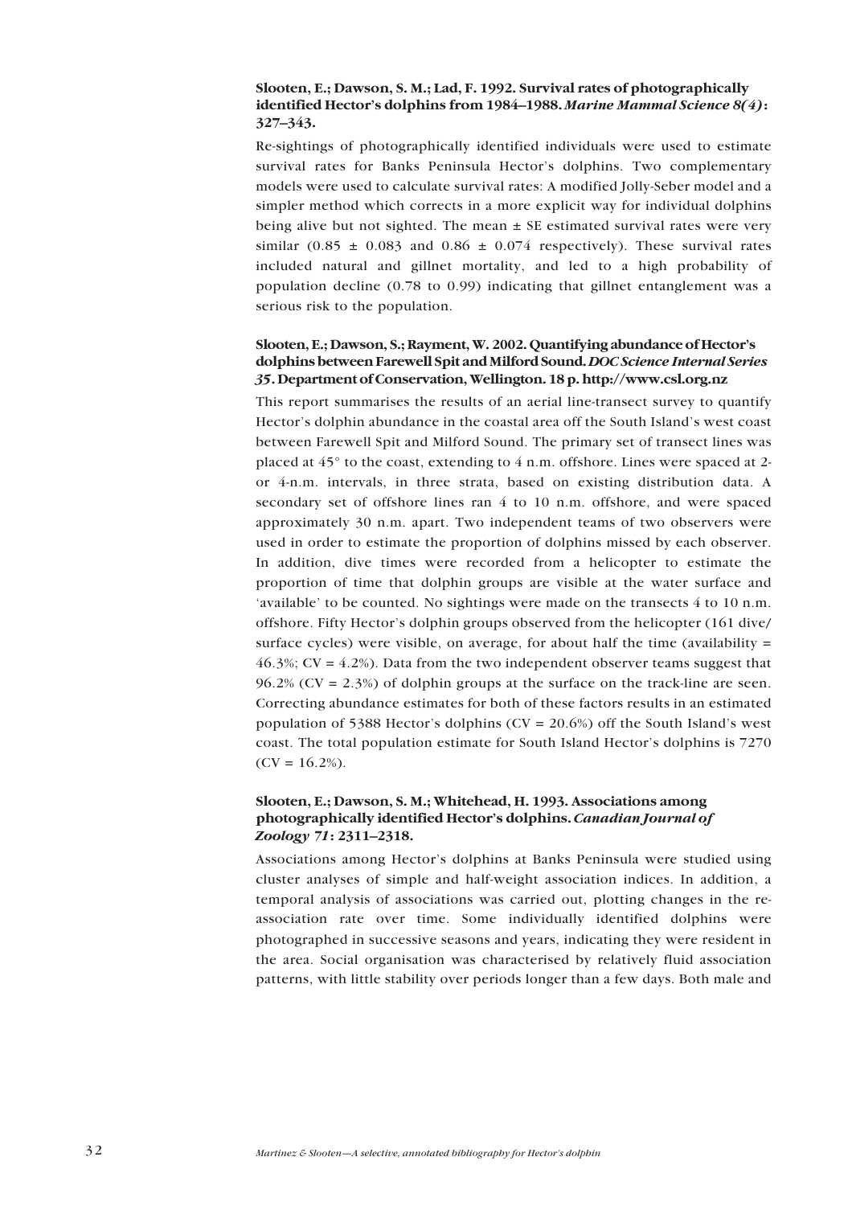**Slooten, E.; Dawson, S. M.; Lad, F. 1992. Survival rates of photographically identified Hector's dolphins from 1984–1988. *Marine Mammal Science 8(4)*: 327–343.**

Re-sightings of photographically identified individuals were used to estimate survival rates for Banks Peninsula Hector's dolphins. Two complementary models were used to calculate survival rates: A modified Jolly-Seber model and a simpler method which corrects in a more explicit way for individual dolphins being alive but not sighted. The mean ± SE estimated survival rates were very similar (0.85 ± 0.083 and 0.86 ± 0.074 respectively). These survival rates included natural and gillnet mortality, and led to a high probability of population decline (0.78 to 0.99) indicating that gillnet entanglement was a serious risk to the population.

**Slooten, E.; Dawson, S.; Rayment, W. 2002. Quantifying abundance of Hector's dolphins between Farewell Spit and Milford Sound. *DOC Science Internal Series 35*. Department of Conservation, Wellington. 18 p. http://www.csl.org.nz**

This report summarises the results of an aerial line-transect survey to quantify Hector's dolphin abundance in the coastal area off the South Island's west coast between Farewell Spit and Milford Sound. The primary set of transect lines was placed at 45° to the coast, extending to 4 n.m. offshore. Lines were spaced at 2- or 4-n.m. intervals, in three strata, based on existing distribution data. A secondary set of offshore lines ran 4 to 10 n.m. offshore, and were spaced approximately 30 n.m. apart. Two independent teams of two observers were used in order to estimate the proportion of dolphins missed by each observer. In addition, dive times were recorded from a helicopter to estimate the proportion of time that dolphin groups are visible at the water surface and 'available' to be counted. No sightings were made on the transects 4 to 10 n.m. offshore. Fifty Hector's dolphin groups observed from the helicopter (161 dive/surface cycles) were visible, on average, for about half the time (availability = 46.3%; CV = 4.2%). Data from the two independent observer teams suggest that 96.2% (CV = 2.3%) of dolphin groups at the surface on the track-line are seen. Correcting abundance estimates for both of these factors results in an estimated population of 5388 Hector's dolphins (CV = 20.6%) off the South Island's west coast. The total population estimate for South Island Hector's dolphins is 7270 (CV = 16.2%).

**Slooten, E.; Dawson, S. M.; Whitehead, H. 1993. Associations among photographically identified Hector's dolphins. *Canadian Journal of Zoology 71*: 2311–2318.**

Associations among Hector's dolphins at Banks Peninsula were studied using cluster analyses of simple and half-weight association indices. In addition, a temporal analysis of associations was carried out, plotting changes in the re-association rate over time. Some individually identified dolphins were photographed in successive seasons and years, indicating they were resident in the area. Social organisation was characterised by relatively fluid association patterns, with little stability over periods longer than a few days. Both male and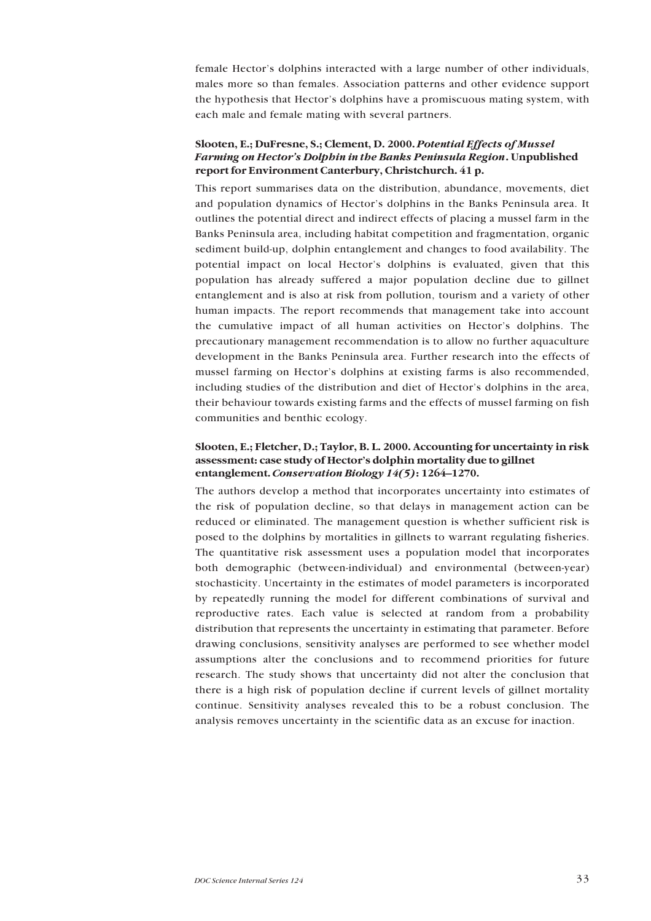female Hector's dolphins interacted with a large number of other individuals, males more so than females. Association patterns and other evidence support the hypothesis that Hector's dolphins have a promiscuous mating system, with each male and female mating with several partners.

**Slooten, E.; DuFresne, S.; Clement, D. 2000.** ***Potential Effects of Mussel Farming on Hector's Dolphin in the Banks Peninsula Region*****. Unpublished report for Environment Canterbury, Christchurch. 41 p.**

This report summarises data on the distribution, abundance, movements, diet and population dynamics of Hector's dolphins in the Banks Peninsula area. It outlines the potential direct and indirect effects of placing a mussel farm in the Banks Peninsula area, including habitat competition and fragmentation, organic sediment build-up, dolphin entanglement and changes to food availability. The potential impact on local Hector's dolphins is evaluated, given that this population has already suffered a major population decline due to gillnet entanglement and is also at risk from pollution, tourism and a variety of other human impacts. The report recommends that management take into account the cumulative impact of all human activities on Hector's dolphins. The precautionary management recommendation is to allow no further aquaculture development in the Banks Peninsula area. Further research into the effects of mussel farming on Hector's dolphins at existing farms is also recommended, including studies of the distribution and diet of Hector's dolphins in the area, their behaviour towards existing farms and the effects of mussel farming on fish communities and benthic ecology.

**Slooten, E.; Fletcher, D.; Taylor, B. L. 2000. Accounting for uncertainty in risk assessment: case study of Hector's dolphin mortality due to gillnet entanglement.** ***Conservation Biology 14(5)*****: 1264–1270.**

The authors develop a method that incorporates uncertainty into estimates of the risk of population decline, so that delays in management action can be reduced or eliminated. The management question is whether sufficient risk is posed to the dolphins by mortalities in gillnets to warrant regulating fisheries. The quantitative risk assessment uses a population model that incorporates both demographic (between-individual) and environmental (between-year) stochasticity. Uncertainty in the estimates of model parameters is incorporated by repeatedly running the model for different combinations of survival and reproductive rates. Each value is selected at random from a probability distribution that represents the uncertainty in estimating that parameter. Before drawing conclusions, sensitivity analyses are performed to see whether model assumptions alter the conclusions and to recommend priorities for future research. The study shows that uncertainty did not alter the conclusion that there is a high risk of population decline if current levels of gillnet mortality continue. Sensitivity analyses revealed this to be a robust conclusion. The analysis removes uncertainty in the scientific data as an excuse for inaction.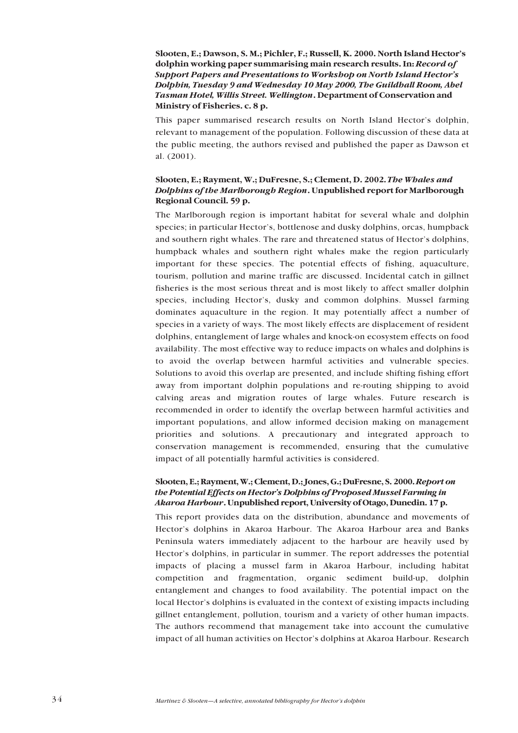**Slooten, E.; Dawson, S. M.; Pichler, F.; Russell, K. 2000. North Island Hector's dolphin working paper summarising main research results. In: *Record of Support Papers and Presentations to Workshop on North Island Hector's Dolphin, Tuesday 9 and Wednesday 10 May 2000, The Guildhall Room, Abel Tasman Hotel, Willis Street. Wellington*. Department of Conservation and Ministry of Fisheries. c. 8 p.**

This paper summarised research results on North Island Hector's dolphin, relevant to management of the population. Following discussion of these data at the public meeting, the authors revised and published the paper as Dawson et al. (2001).

**Slooten, E.; Rayment, W.; DuFresne, S.; Clement, D. 2002. *The Whales and Dolphins of the Marlborough Region*. Unpublished report for Marlborough Regional Council. 59 p.**

The Marlborough region is important habitat for several whale and dolphin species; in particular Hector's, bottlenose and dusky dolphins, orcas, humpback and southern right whales. The rare and threatened status of Hector's dolphins, humpback whales and southern right whales make the region particularly important for these species. The potential effects of fishing, aquaculture, tourism, pollution and marine traffic are discussed. Incidental catch in gillnet fisheries is the most serious threat and is most likely to affect smaller dolphin species, including Hector's, dusky and common dolphins. Mussel farming dominates aquaculture in the region. It may potentially affect a number of species in a variety of ways. The most likely effects are displacement of resident dolphins, entanglement of large whales and knock-on ecosystem effects on food availability. The most effective way to reduce impacts on whales and dolphins is to avoid the overlap between harmful activities and vulnerable species. Solutions to avoid this overlap are presented, and include shifting fishing effort away from important dolphin populations and re-routing shipping to avoid calving areas and migration routes of large whales. Future research is recommended in order to identify the overlap between harmful activities and important populations, and allow informed decision making on management priorities and solutions. A precautionary and integrated approach to conservation management is recommended, ensuring that the cumulative impact of all potentially harmful activities is considered.

**Slooten, E.; Rayment, W.; Clement, D.; Jones, G.; DuFresne, S. 2000. *Report on the Potential Effects on Hector's Dolphins of Proposed Mussel Farming in Akaroa Harbour*. Unpublished report, University of Otago, Dunedin. 17 p.**

This report provides data on the distribution, abundance and movements of Hector's dolphins in Akaroa Harbour. The Akaroa Harbour area and Banks Peninsula waters immediately adjacent to the harbour are heavily used by Hector's dolphins, in particular in summer. The report addresses the potential impacts of placing a mussel farm in Akaroa Harbour, including habitat competition and fragmentation, organic sediment build-up, dolphin entanglement and changes to food availability. The potential impact on the local Hector's dolphins is evaluated in the context of existing impacts including gillnet entanglement, pollution, tourism and a variety of other human impacts. The authors recommend that management take into account the cumulative impact of all human activities on Hector's dolphins at Akaroa Harbour. Research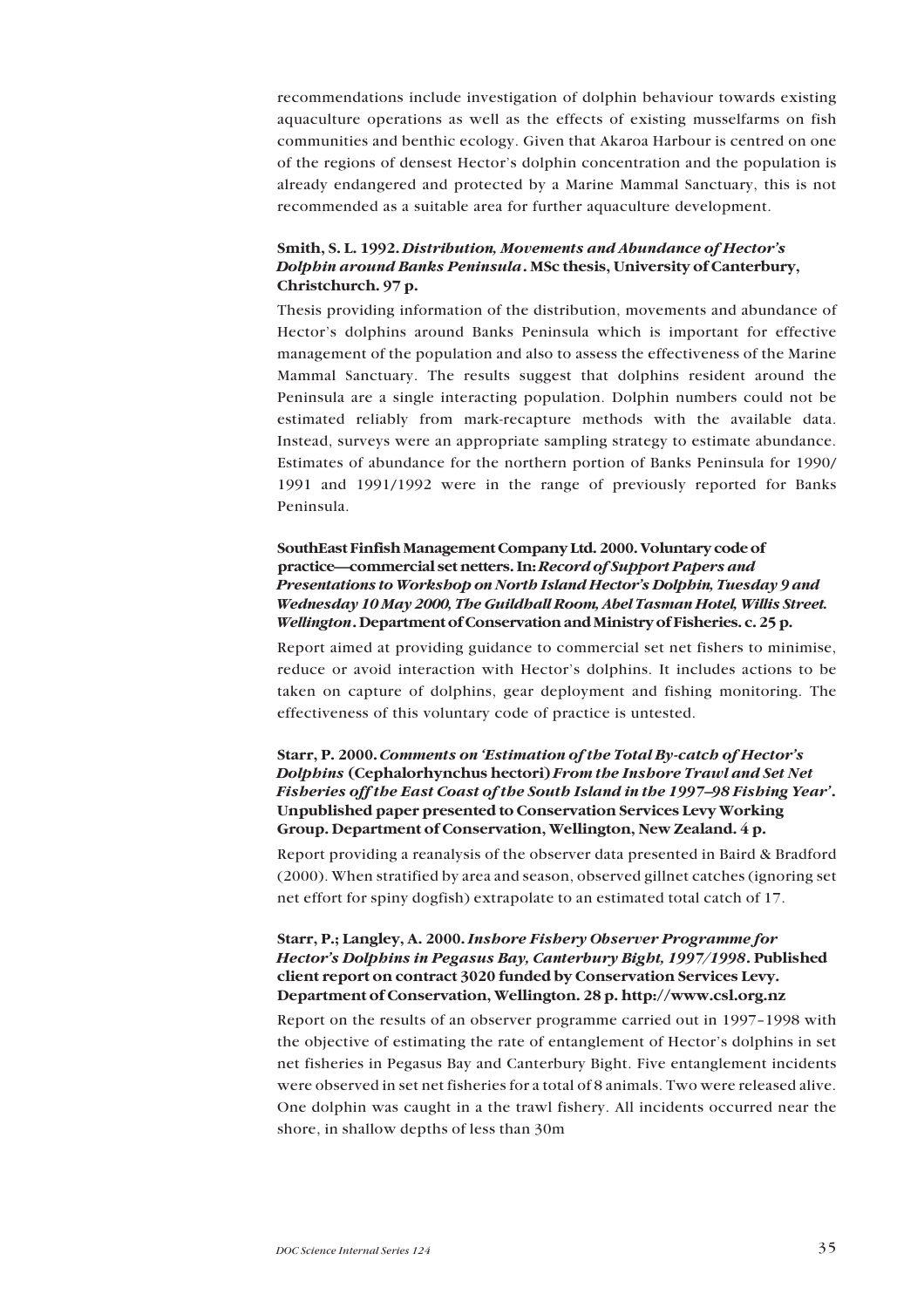recommendations include investigation of dolphin behaviour towards existing aquaculture operations as well as the effects of existing musselfarms on fish communities and benthic ecology. Given that Akaroa Harbour is centred on one of the regions of densest Hector's dolphin concentration and the population is already endangered and protected by a Marine Mammal Sanctuary, this is not recommended as a suitable area for further aquaculture development.

**Smith, S. L. 1992. *Distribution, Movements and Abundance of Hector's Dolphin around Banks Peninsula*. MSc thesis, University of Canterbury, Christchurch. 97 p.**

Thesis providing information of the distribution, movements and abundance of Hector's dolphins around Banks Peninsula which is important for effective management of the population and also to assess the effectiveness of the Marine Mammal Sanctuary. The results suggest that dolphins resident around the Peninsula are a single interacting population. Dolphin numbers could not be estimated reliably from mark-recapture methods with the available data. Instead, surveys were an appropriate sampling strategy to estimate abundance. Estimates of abundance for the northern portion of Banks Peninsula for 1990/1991 and 1991/1992 were in the range of previously reported for Banks Peninsula.

**SouthEast Finfish Management Company Ltd. 2000. Voluntary code of practice—commercial set netters. In: *Record of Support Papers and Presentations to Workshop on North Island Hector's Dolphin, Tuesday 9 and Wednesday 10 May 2000, The Guildhall Room, Abel Tasman Hotel, Willis Street. Wellington*. Department of Conservation and Ministry of Fisheries. c. 25 p.**

Report aimed at providing guidance to commercial set net fishers to minimise, reduce or avoid interaction with Hector's dolphins. It includes actions to be taken on capture of dolphins, gear deployment and fishing monitoring. The effectiveness of this voluntary code of practice is untested.

**Starr, P. 2000. *Comments on 'Estimation of the Total By-catch of Hector's Dolphins* (Cephalorhynchus hectori) *From the Inshore Trawl and Set Net Fisheries off the East Coast of the South Island in the 1997–98 Fishing Year'*. Unpublished paper presented to Conservation Services Levy Working Group. Department of Conservation, Wellington, New Zealand. 4 p.**

Report providing a reanalysis of the observer data presented in Baird & Bradford (2000). When stratified by area and season, observed gillnet catches (ignoring set net effort for spiny dogfish) extrapolate to an estimated total catch of 17.

**Starr, P.; Langley, A. 2000. *Inshore Fishery Observer Programme for Hector's Dolphins in Pegasus Bay, Canterbury Bight, 1997/1998*. Published client report on contract 3020 funded by Conservation Services Levy. Department of Conservation, Wellington. 28 p. http://www.csl.org.nz**

Report on the results of an observer programme carried out in 1997–1998 with the objective of estimating the rate of entanglement of Hector's dolphins in set net fisheries in Pegasus Bay and Canterbury Bight. Five entanglement incidents were observed in set net fisheries for a total of 8 animals. Two were released alive. One dolphin was caught in a the trawl fishery. All incidents occurred near the shore, in shallow depths of less than 30m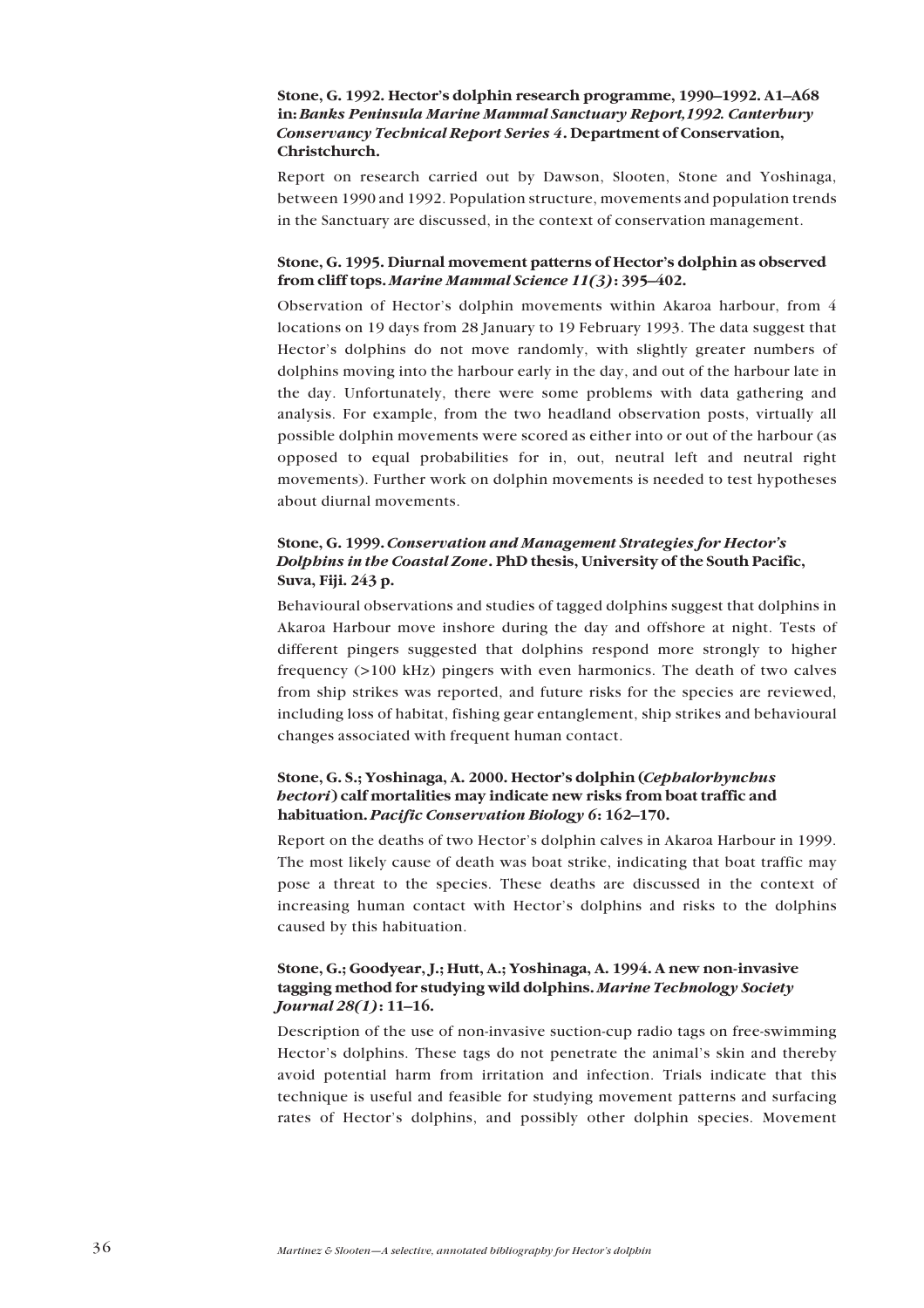**Stone, G. 1992. Hector's dolphin research programme, 1990–1992. A1–A68 in: *Banks Peninsula Marine Mammal Sanctuary Report,1992. Canterbury Conservancy Technical Report Series 4*. Department of Conservation, Christchurch.**

Report on research carried out by Dawson, Slooten, Stone and Yoshinaga, between 1990 and 1992. Population structure, movements and population trends in the Sanctuary are discussed, in the context of conservation management.

**Stone, G. 1995. Diurnal movement patterns of Hector's dolphin as observed from cliff tops. *Marine Mammal Science 11(3)*: 395–402.**

Observation of Hector's dolphin movements within Akaroa harbour, from 4 locations on 19 days from 28 January to 19 February 1993. The data suggest that Hector's dolphins do not move randomly, with slightly greater numbers of dolphins moving into the harbour early in the day, and out of the harbour late in the day. Unfortunately, there were some problems with data gathering and analysis. For example, from the two headland observation posts, virtually all possible dolphin movements were scored as either into or out of the harbour (as opposed to equal probabilities for in, out, neutral left and neutral right movements). Further work on dolphin movements is needed to test hypotheses about diurnal movements.

**Stone, G. 1999. *Conservation and Management Strategies for Hector's Dolphins in the Coastal Zone*. PhD thesis, University of the South Pacific, Suva, Fiji. 243 p.**

Behavioural observations and studies of tagged dolphins suggest that dolphins in Akaroa Harbour move inshore during the day and offshore at night. Tests of different pingers suggested that dolphins respond more strongly to higher frequency (>100 kHz) pingers with even harmonics. The death of two calves from ship strikes was reported, and future risks for the species are reviewed, including loss of habitat, fishing gear entanglement, ship strikes and behavioural changes associated with frequent human contact.

**Stone, G. S.; Yoshinaga, A. 2000. Hector's dolphin (*Cephalorhynchus hectori*) calf mortalities may indicate new risks from boat traffic and habituation. *Pacific Conservation Biology 6*: 162–170.**

Report on the deaths of two Hector's dolphin calves in Akaroa Harbour in 1999. The most likely cause of death was boat strike, indicating that boat traffic may pose a threat to the species. These deaths are discussed in the context of increasing human contact with Hector's dolphins and risks to the dolphins caused by this habituation.

**Stone, G.; Goodyear, J.; Hutt, A.; Yoshinaga, A. 1994. A new non-invasive tagging method for studying wild dolphins. *Marine Technology Society Journal 28(1)*: 11–16.**

Description of the use of non-invasive suction-cup radio tags on free-swimming Hector's dolphins. These tags do not penetrate the animal's skin and thereby avoid potential harm from irritation and infection. Trials indicate that this technique is useful and feasible for studying movement patterns and surfacing rates of Hector's dolphins, and possibly other dolphin species. Movement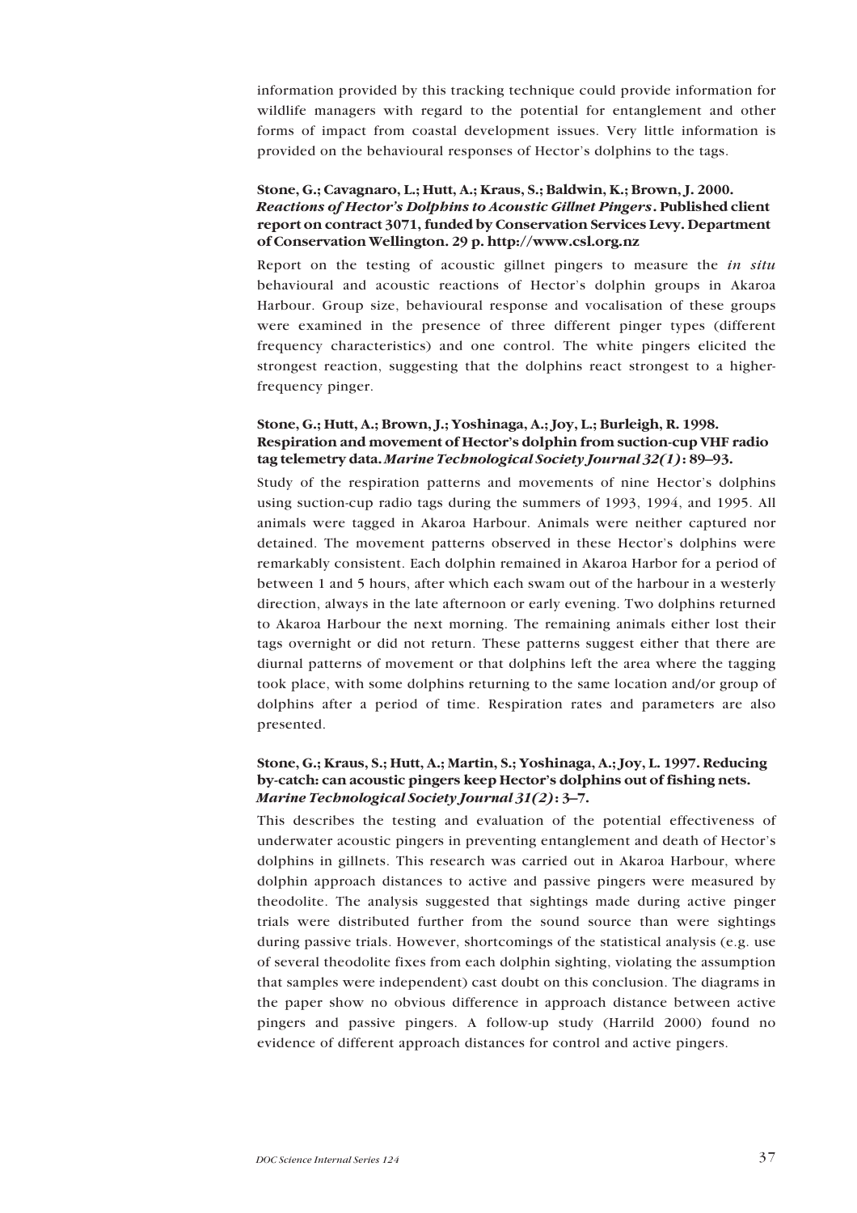information provided by this tracking technique could provide information for wildlife managers with regard to the potential for entanglement and other forms of impact from coastal development issues. Very little information is provided on the behavioural responses of Hector's dolphins to the tags.

**Stone, G.; Cavagnaro, L.; Hutt, A.; Kraus, S.; Baldwin, K.; Brown, J. 2000. *Reactions of Hector's Dolphins to Acoustic Gillnet Pingers*. Published client report on contract 3071, funded by Conservation Services Levy. Department of Conservation Wellington. 29 p. http://www.csl.org.nz**

Report on the testing of acoustic gillnet pingers to measure the *in situ* behavioural and acoustic reactions of Hector's dolphin groups in Akaroa Harbour. Group size, behavioural response and vocalisation of these groups were examined in the presence of three different pinger types (different frequency characteristics) and one control. The white pingers elicited the strongest reaction, suggesting that the dolphins react strongest to a higher-frequency pinger.

**Stone, G.; Hutt, A.; Brown, J.; Yoshinaga, A.; Joy, L.; Burleigh, R. 1998. Respiration and movement of Hector's dolphin from suction-cup VHF radio tag telemetry data. *Marine Technological Society Journal 32(1)*: 89–93.**

Study of the respiration patterns and movements of nine Hector's dolphins using suction-cup radio tags during the summers of 1993, 1994, and 1995. All animals were tagged in Akaroa Harbour. Animals were neither captured nor detained. The movement patterns observed in these Hector's dolphins were remarkably consistent. Each dolphin remained in Akaroa Harbor for a period of between 1 and 5 hours, after which each swam out of the harbour in a westerly direction, always in the late afternoon or early evening. Two dolphins returned to Akaroa Harbour the next morning. The remaining animals either lost their tags overnight or did not return. These patterns suggest either that there are diurnal patterns of movement or that dolphins left the area where the tagging took place, with some dolphins returning to the same location and/or group of dolphins after a period of time. Respiration rates and parameters are also presented.

**Stone, G.; Kraus, S.; Hutt, A.; Martin, S.; Yoshinaga, A.; Joy, L. 1997. Reducing by-catch: can acoustic pingers keep Hector's dolphins out of fishing nets. *Marine Technological Society Journal 31(2)*: 3–7.**

This describes the testing and evaluation of the potential effectiveness of underwater acoustic pingers in preventing entanglement and death of Hector's dolphins in gillnets. This research was carried out in Akaroa Harbour, where dolphin approach distances to active and passive pingers were measured by theodolite. The analysis suggested that sightings made during active pinger trials were distributed further from the sound source than were sightings during passive trials. However, shortcomings of the statistical analysis (e.g. use of several theodolite fixes from each dolphin sighting, violating the assumption that samples were independent) cast doubt on this conclusion. The diagrams in the paper show no obvious difference in approach distance between active pingers and passive pingers. A follow-up study (Harrild 2000) found no evidence of different approach distances for control and active pingers.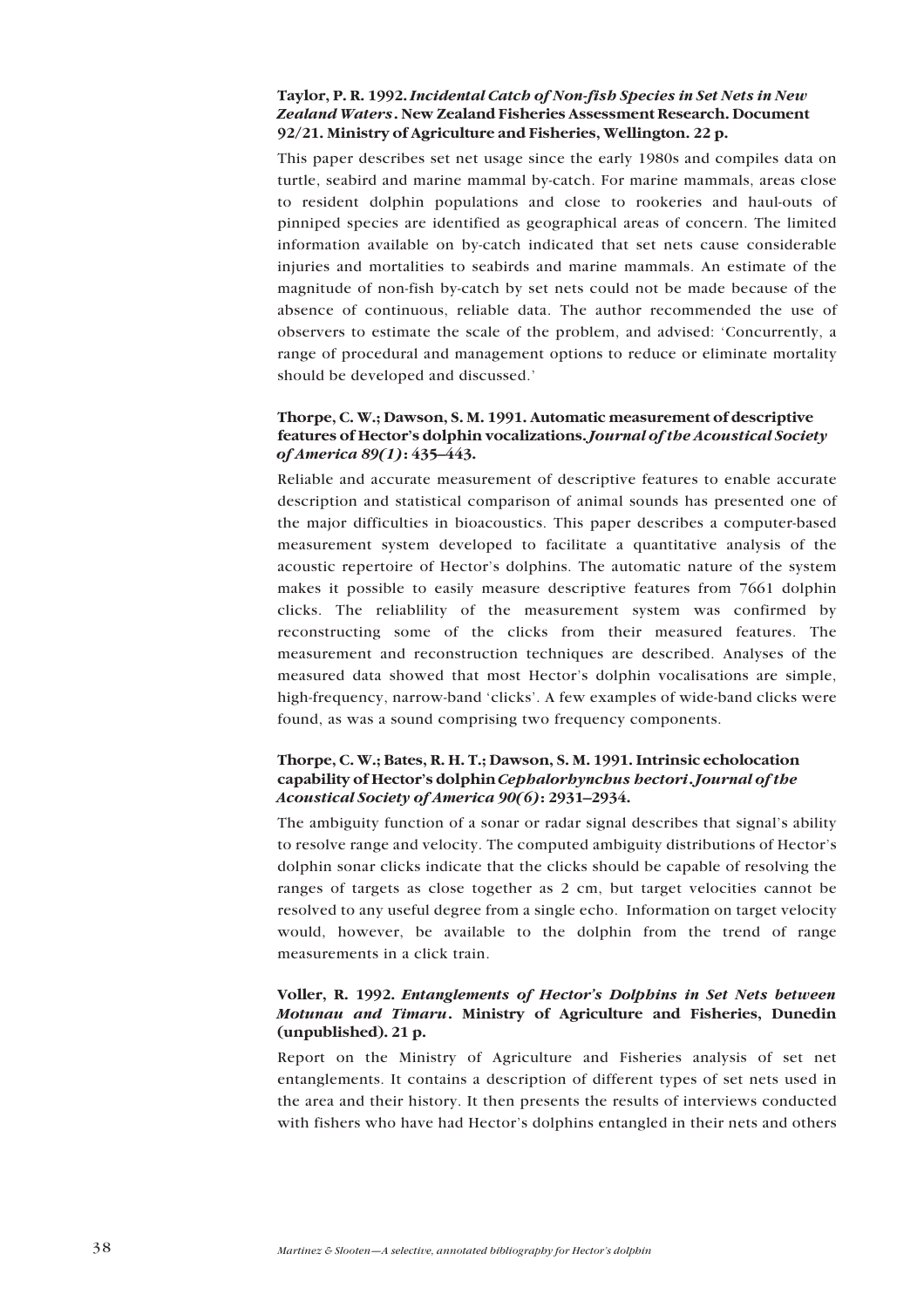**Taylor, P. R. 1992. *Incidental Catch of Non-fish Species in Set Nets in New Zealand Waters*. New Zealand Fisheries Assessment Research. Document 92/21. Ministry of Agriculture and Fisheries, Wellington. 22 p.**

This paper describes set net usage since the early 1980s and compiles data on turtle, seabird and marine mammal by-catch. For marine mammals, areas close to resident dolphin populations and close to rookeries and haul-outs of pinniped species are identified as geographical areas of concern. The limited information available on by-catch indicated that set nets cause considerable injuries and mortalities to seabirds and marine mammals. An estimate of the magnitude of non-fish by-catch by set nets could not be made because of the absence of continuous, reliable data. The author recommended the use of observers to estimate the scale of the problem, and advised: 'Concurrently, a range of procedural and management options to reduce or eliminate mortality should be developed and discussed.'

**Thorpe, C. W.; Dawson, S. M. 1991. Automatic measurement of descriptive features of Hector's dolphin vocalizations. *Journal of the Acoustical Society of America 89(1)*: 435–443.**

Reliable and accurate measurement of descriptive features to enable accurate description and statistical comparison of animal sounds has presented one of the major difficulties in bioacoustics. This paper describes a computer-based measurement system developed to facilitate a quantitative analysis of the acoustic repertoire of Hector's dolphins. The automatic nature of the system makes it possible to easily measure descriptive features from 7661 dolphin clicks. The reliablility of the measurement system was confirmed by reconstructing some of the clicks from their measured features. The measurement and reconstruction techniques are described. Analyses of the measured data showed that most Hector's dolphin vocalisations are simple, high-frequency, narrow-band 'clicks'. A few examples of wide-band clicks were found, as was a sound comprising two frequency components.

**Thorpe, C. W.; Bates, R. H. T.; Dawson, S. M. 1991. Intrinsic echolocation capability of Hector's dolphin *Cephalorhynchus hectori*. *Journal of the Acoustical Society of America 90(6)*: 2931–2934.**

The ambiguity function of a sonar or radar signal describes that signal's ability to resolve range and velocity. The computed ambiguity distributions of Hector's dolphin sonar clicks indicate that the clicks should be capable of resolving the ranges of targets as close together as 2 cm, but target velocities cannot be resolved to any useful degree from a single echo. Information on target velocity would, however, be available to the dolphin from the trend of range measurements in a click train.

**Voller, R. 1992. *Entanglements of Hector's Dolphins in Set Nets between Motunau and Timaru*. Ministry of Agriculture and Fisheries, Dunedin (unpublished). 21 p.**

Report on the Ministry of Agriculture and Fisheries analysis of set net entanglements. It contains a description of different types of set nets used in the area and their history. It then presents the results of interviews conducted with fishers who have had Hector's dolphins entangled in their nets and others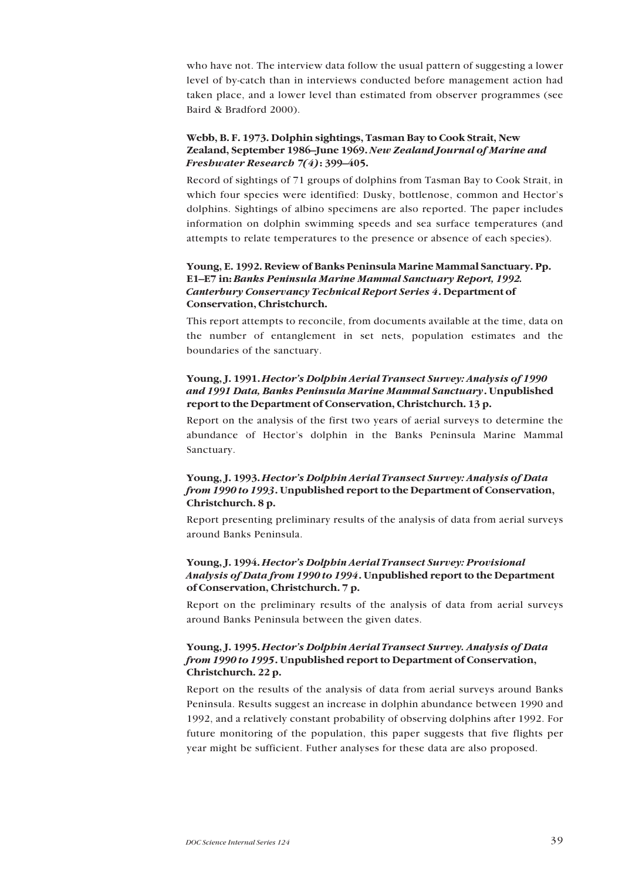who have not. The interview data follow the usual pattern of suggesting a lower level of by-catch than in interviews conducted before management action had taken place, and a lower level than estimated from observer programmes (see Baird & Bradford 2000).

**Webb, B. F. 1973. Dolphin sightings, Tasman Bay to Cook Strait, New Zealand, September 1986–June 1969. *New Zealand Journal of Marine and Freshwater Research 7(4)*: 399–405.**

Record of sightings of 71 groups of dolphins from Tasman Bay to Cook Strait, in which four species were identified: Dusky, bottlenose, common and Hector's dolphins. Sightings of albino specimens are also reported. The paper includes information on dolphin swimming speeds and sea surface temperatures (and attempts to relate temperatures to the presence or absence of each species).

**Young, E. 1992. Review of Banks Peninsula Marine Mammal Sanctuary. Pp. E1–E7 in: *Banks Peninsula Marine Mammal Sanctuary Report, 1992. Canterbury Conservancy Technical Report Series 4*. Department of Conservation, Christchurch.**

This report attempts to reconcile, from documents available at the time, data on the number of entanglement in set nets, population estimates and the boundaries of the sanctuary.

**Young, J. 1991. *Hector's Dolphin Aerial Transect Survey: Analysis of 1990 and 1991 Data, Banks Peninsula Marine Mammal Sanctuary*. Unpublished report to the Department of Conservation, Christchurch. 13 p.**

Report on the analysis of the first two years of aerial surveys to determine the abundance of Hector's dolphin in the Banks Peninsula Marine Mammal Sanctuary.

**Young, J. 1993. *Hector's Dolphin Aerial Transect Survey: Analysis of Data from 1990 to 1993*. Unpublished report to the Department of Conservation, Christchurch. 8 p.**

Report presenting preliminary results of the analysis of data from aerial surveys around Banks Peninsula.

**Young, J. 1994. *Hector's Dolphin Aerial Transect Survey: Provisional Analysis of Data from 1990 to 1994*. Unpublished report to the Department of Conservation, Christchurch. 7 p.**

Report on the preliminary results of the analysis of data from aerial surveys around Banks Peninsula between the given dates.

**Young, J. 1995. *Hector's Dolphin Aerial Transect Survey. Analysis of Data from 1990 to 1995*. Unpublished report to Department of Conservation, Christchurch. 22 p.**

Report on the results of the analysis of data from aerial surveys around Banks Peninsula. Results suggest an increase in dolphin abundance between 1990 and 1992, and a relatively constant probability of observing dolphins after 1992. For future monitoring of the population, this paper suggests that five flights per year might be sufficient. Futher analyses for these data are also proposed.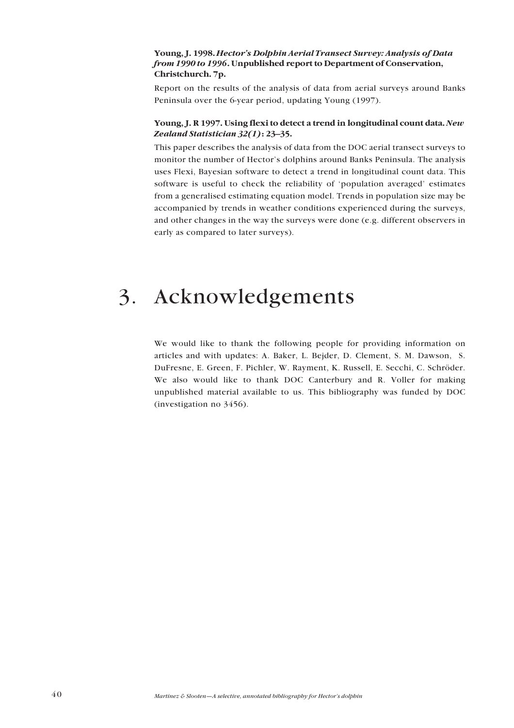**Young, J. 1998. *Hector's Dolphin Aerial Transect Survey: Analysis of Data from 1990 to 1996*. Unpublished report to Department of Conservation, Christchurch. 7p.**

Report on the results of the analysis of data from aerial surveys around Banks Peninsula over the 6-year period, updating Young (1997).

**Young, J. R 1997. Using flexi to detect a trend in longitudinal count data. *New Zealand Statistician 32(1)*: 23–35.**

This paper describes the analysis of data from the DOC aerial transect surveys to monitor the number of Hector's dolphins around Banks Peninsula. The analysis uses Flexi, Bayesian software to detect a trend in longitudinal count data. This software is useful to check the reliability of 'population averaged' estimates from a generalised estimating equation model. Trends in population size may be accompanied by trends in weather conditions experienced during the surveys, and other changes in the way the surveys were done (e.g. different observers in early as compared to later surveys).

# 3. Acknowledgements

We would like to thank the following people for providing information on articles and with updates: A. Baker, L. Bejder, D. Clement, S. M. Dawson, S. DuFresne, E. Green, F. Pichler, W. Rayment, K. Russell, E. Secchi, C. Schröder. We also would like to thank DOC Canterbury and R. Voller for making unpublished material available to us. This bibliography was funded by DOC (investigation no 3456).